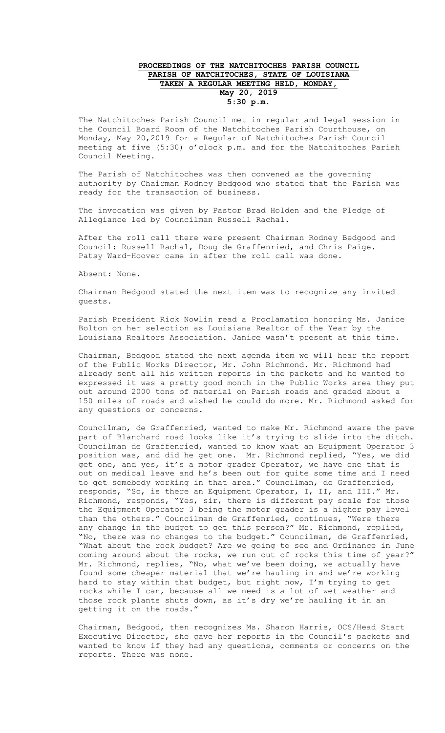**PROCEEDINGS OF THE NATCHITOCHES PARISH COUNCIL**
**PARISH OF NATCHITOCHES, STATE OF LOUISIANA**
**TAKEN A REGULAR MEETING HELD, MONDAY,**
**May 20, 2019**
**5:30 p.m.**

The Natchitoches Parish Council met in regular and legal session in the Council Board Room of the Natchitoches Parish Courthouse, on Monday, May 20,2019 for a Regular of Natchitoches Parish Council meeting at five (5:30) o'clock p.m. and for the Natchitoches Parish Council Meeting.

The Parish of Natchitoches was then convened as the governing authority by Chairman Rodney Bedgood who stated that the Parish was ready for the transaction of business.

The invocation was given by Pastor Brad Holden and the Pledge of Allegiance led by Councilman Russell Rachal.

After the roll call there were present Chairman Rodney Bedgood and Council: Russell Rachal, Doug de Graffenried, and Chris Paige. Patsy Ward-Hoover came in after the roll call was done.

Absent: None.

Chairman Bedgood stated the next item was to recognize any invited guests.

Parish President Rick Nowlin read a Proclamation honoring Ms. Janice Bolton on her selection as Louisiana Realtor of the Year by the Louisiana Realtors Association. Janice wasn't present at this time.

Chairman, Bedgood stated the next agenda item we will hear the report of the Public Works Director, Mr. John Richmond. Mr. Richmond had already sent all his written reports in the packets and he wanted to expressed it was a pretty good month in the Public Works area they put out around 2000 tons of material on Parish roads and graded about a 150 miles of roads and wished he could do more. Mr. Richmond asked for any questions or concerns.

Councilman, de Graffenried, wanted to make Mr. Richmond aware the pave part of Blanchard road looks like it's trying to slide into the ditch. Councilman de Graffenried, wanted to know what an Equipment Operator 3 position was, and did he get one. Mr. Richmond replied, "Yes, we did get one, and yes, it's a motor grader Operator, we have one that is out on medical leave and he's been out for quite some time and I need to get somebody working in that area." Councilman, de Graffenried, responds, "So, is there an Equipment Operator, I, II, and III." Mr. Richmond, responds, "Yes, sir, there is different pay scale for those the Equipment Operator 3 being the motor grader is a higher pay level than the others." Councilman de Graffenried, continues, "Were there any change in the budget to get this person?" Mr. Richmond, replied, "No, there was no changes to the budget." Councilman, de Graffenried, "What about the rock budget? Are we going to see and Ordinance in June coming around about the rocks, we run out of rocks this time of year?" Mr. Richmond, replies, "No, what we've been doing, we actually have found some cheaper material that we're hauling in and we're working hard to stay within that budget, but right now, I'm trying to get rocks while I can, because all we need is a lot of wet weather and those rock plants shuts down, as it's dry we're hauling it in an getting it on the roads."

Chairman, Bedgood, then recognizes Ms. Sharon Harris, OCS/Head Start Executive Director, she gave her reports in the Council's packets and wanted to know if they had any questions, comments or concerns on the reports. There was none.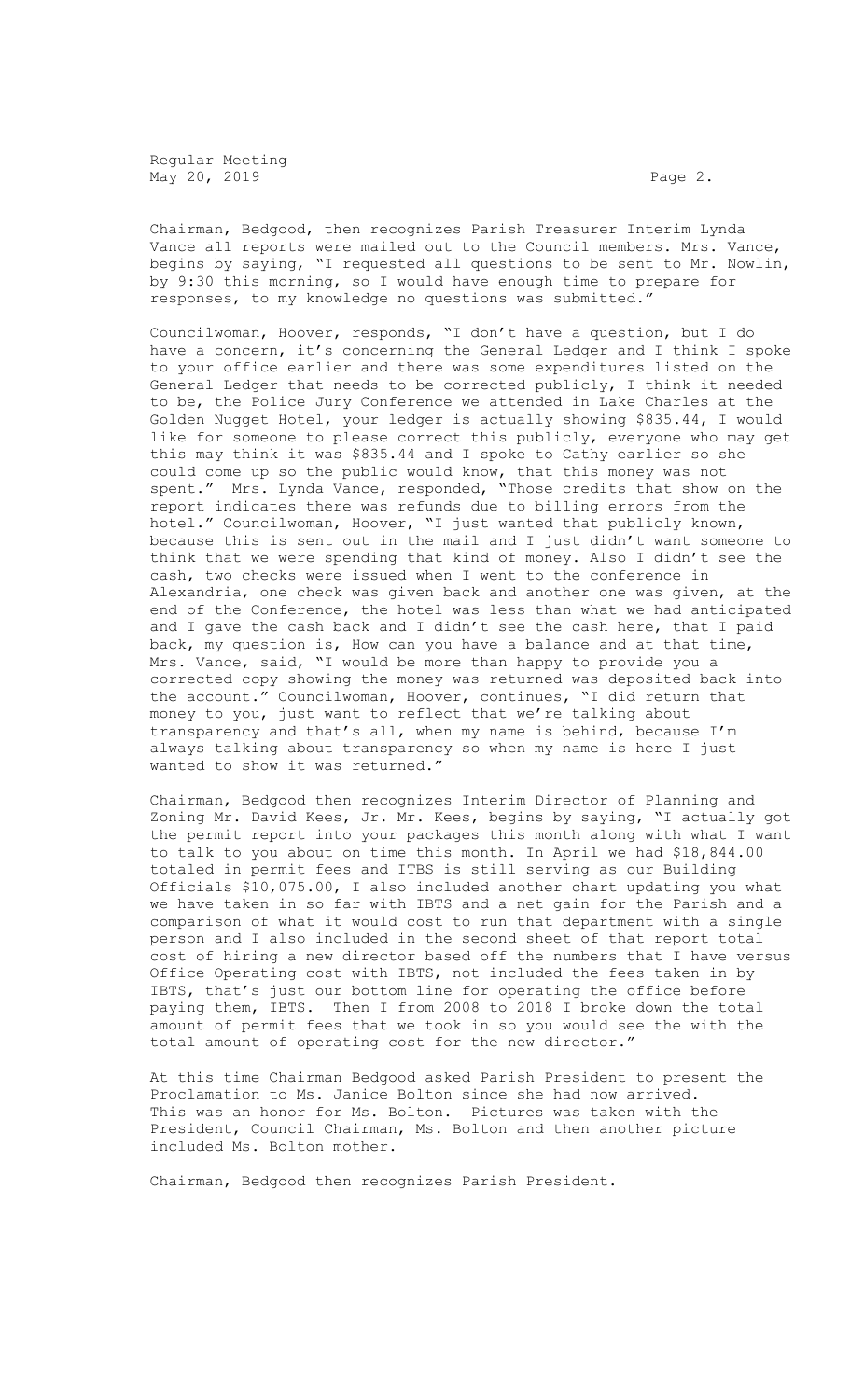Chairman, Bedgood, then recognizes Parish Treasurer Interim Lynda Vance all reports were mailed out to the Council members. Mrs. Vance, begins by saying, "I requested all questions to be sent to Mr. Nowlin, by 9:30 this morning, so I would have enough time to prepare for responses, to my knowledge no questions was submitted."

Councilwoman, Hoover, responds, "I don't have a question, but I do have a concern, it's concerning the General Ledger and I think I spoke to your office earlier and there was some expenditures listed on the General Ledger that needs to be corrected publicly, I think it needed to be, the Police Jury Conference we attended in Lake Charles at the Golden Nugget Hotel, your ledger is actually showing $835.44, I would like for someone to please correct this publicly, everyone who may get this may think it was $835.44 and I spoke to Cathy earlier so she could come up so the public would know, that this money was not spent." Mrs. Lynda Vance, responded, "Those credits that show on the report indicates there was refunds due to billing errors from the hotel." Councilwoman, Hoover, "I just wanted that publicly known, because this is sent out in the mail and I just didn't want someone to think that we were spending that kind of money. Also I didn't see the cash, two checks were issued when I went to the conference in Alexandria, one check was given back and another one was given, at the end of the Conference, the hotel was less than what we had anticipated and I gave the cash back and I didn't see the cash here, that I paid back, my question is, How can you have a balance and at that time, Mrs. Vance, said, "I would be more than happy to provide you a corrected copy showing the money was returned was deposited back into the account." Councilwoman, Hoover, continues, "I did return that money to you, just want to reflect that we're talking about transparency and that's all, when my name is behind, because I'm always talking about transparency so when my name is here I just wanted to show it was returned."

Chairman, Bedgood then recognizes Interim Director of Planning and Zoning Mr. David Kees, Jr. Mr. Kees, begins by saying, "I actually got the permit report into your packages this month along with what I want to talk to you about on time this month. In April we had $18,844.00 totaled in permit fees and ITBS is still serving as our Building Officials $10,075.00, I also included another chart updating you what we have taken in so far with IBTS and a net gain for the Parish and a comparison of what it would cost to run that department with a single person and I also included in the second sheet of that report total cost of hiring a new director based off the numbers that I have versus Office Operating cost with IBTS, not included the fees taken in by IBTS, that's just our bottom line for operating the office before paying them, IBTS. Then I from 2008 to 2018 I broke down the total amount of permit fees that we took in so you would see the with the total amount of operating cost for the new director."

At this time Chairman Bedgood asked Parish President to present the Proclamation to Ms. Janice Bolton since she had now arrived. This was an honor for Ms. Bolton. Pictures was taken with the President, Council Chairman, Ms. Bolton and then another picture included Ms. Bolton mother.

Chairman, Bedgood then recognizes Parish President.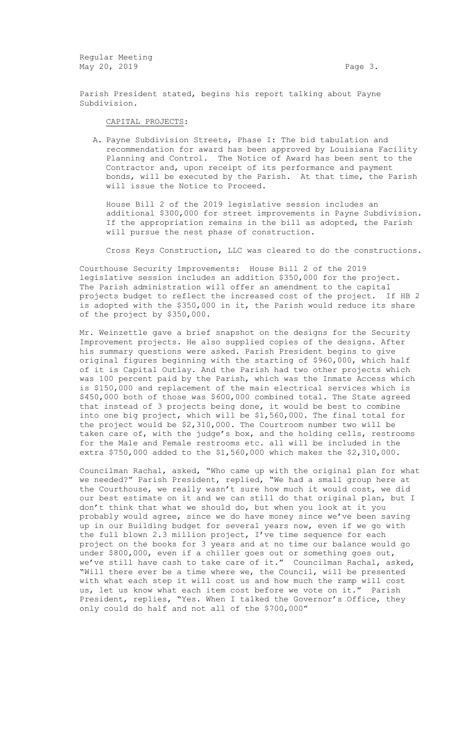Parish President stated, begins his report talking about Payne Subdivision.

CAPITAL PROJECTS:

A. Payne Subdivision Streets, Phase I: The bid tabulation and recommendation for award has been approved by Louisiana Facility Planning and Control. The Notice of Award has been sent to the Contractor and, upon receipt of its performance and payment bonds, will be executed by the Parish. At that time, the Parish will issue the Notice to Proceed.

   House Bill 2 of the 2019 legislative session includes an additional $300,000 for street improvements in Payne Subdivision. If the appropriation remains in the bill as adopted, the Parish will pursue the nest phase of construction.

   Cross Keys Construction, LLC was cleared to do the constructions.

Courthouse Security Improvements: House Bill 2 of the 2019 legislative session includes an addition $350,000 for the project. The Parish administration will offer an amendment to the capital projects budget to reflect the increased cost of the project. If HB 2 is adopted with the $350,000 in it, the Parish would reduce its share of the project by $350,000.

Mr. Weinzettle gave a brief snapshot on the designs for the Security Improvement projects. He also supplied copies of the designs. After his summary questions were asked. Parish President begins to give original figures beginning with the starting of $960,000, which half of it is Capital Outlay. And the Parish had two other projects which was 100 percent paid by the Parish, which was the Inmate Access which is $150,000 and replacement of the main electrical services which is $450,000 both of those was $600,000 combined total. The State agreed that instead of 3 projects being done, it would be best to combine into one big project, which will be $1,560,000. The final total for the project would be $2,310,000. The Courtroom number two will be taken care of, with the judge's box, and the holding cells, restrooms for the Male and Female restrooms etc. all will be included in the extra $750,000 added to the $1,560,000 which makes the $2,310,000.

Councilman Rachal, asked, "Who came up with the original plan for what we needed?" Parish President, replied, "We had a small group here at the Courthouse, we really wasn't sure how much it would cost, we did our best estimate on it and we can still do that original plan, but I don't think that what we should do, but when you look at it you probably would agree, since we do have money since we've been saving up in our Building budget for several years now, even if we go with the full blown 2.3 million project, I've time sequence for each project on the books for 3 years and at no time our balance would go under $800,000, even if a chiller goes out or something goes out, we've still have cash to take care of it." Councilman Rachal, asked, "Will there ever be a time where we, the Council, will be presented with what each step it will cost us and how much the ramp will cost us, let us know what each item cost before we vote on it." Parish President, replies, "Yes. When I talked the Governor's Office, they only could do half and not all of the $700,000"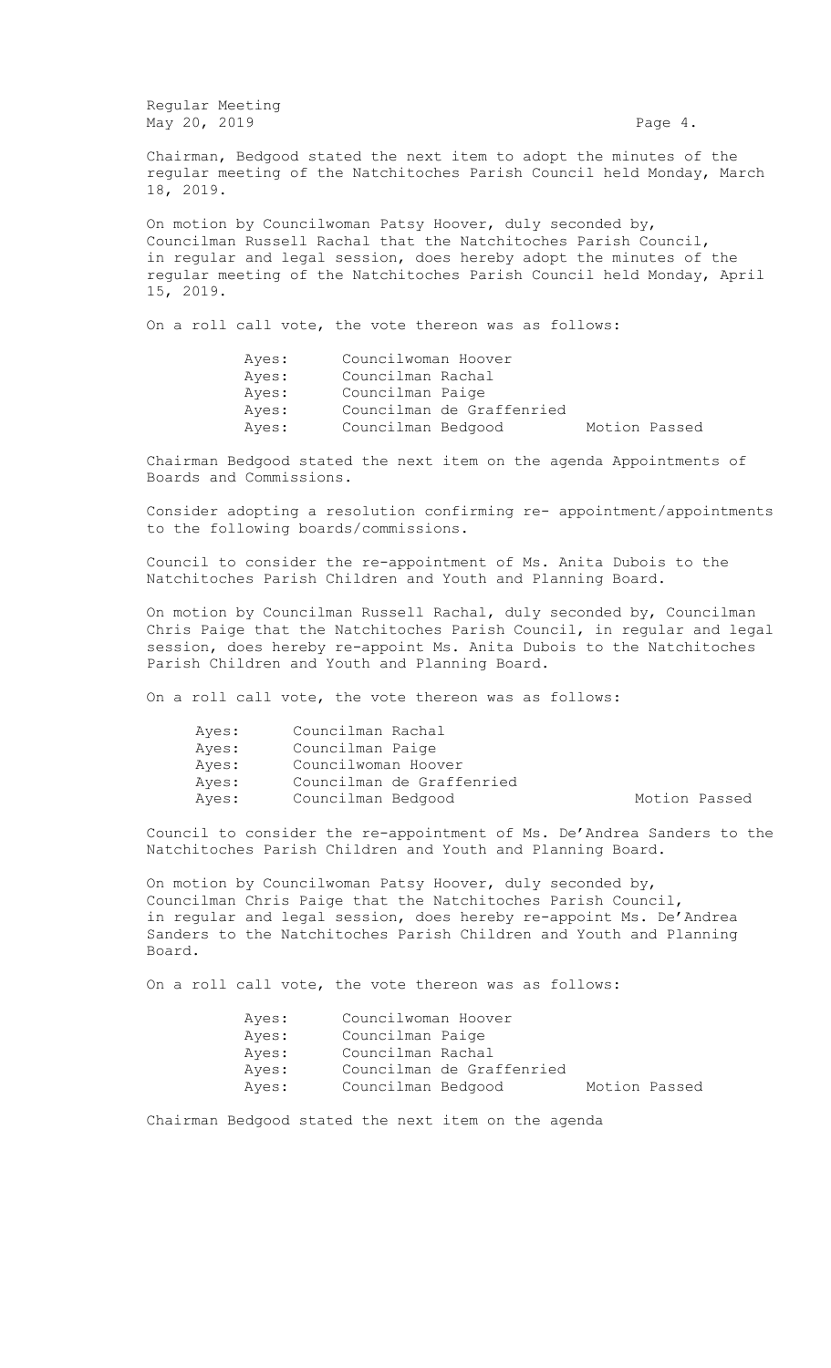Chairman, Bedgood stated the next item to adopt the minutes of the regular meeting of the Natchitoches Parish Council held Monday, March 18, 2019.

On motion by Councilwoman Patsy Hoover, duly seconded by, Councilman Russell Rachal that the Natchitoches Parish Council, in regular and legal session, does hereby adopt the minutes of the regular meeting of the Natchitoches Parish Council held Monday, April 15, 2019.

On a roll call vote, the vote thereon was as follows:

| | | |
|---|---|---|
| Ayes: | Councilwoman Hoover | |
| Ayes: | Councilman Rachal | |
| Ayes: | Councilman Paige | |
| Ayes: | Councilman de Graffenried | |
| Ayes: | Councilman Bedgood | Motion Passed |

Chairman Bedgood stated the next item on the agenda Appointments of Boards and Commissions.

Consider adopting a resolution confirming re- appointment/appointments to the following boards/commissions.

Council to consider the re-appointment of Ms. Anita Dubois to the Natchitoches Parish Children and Youth and Planning Board.

On motion by Councilman Russell Rachal, duly seconded by, Councilman Chris Paige that the Natchitoches Parish Council, in regular and legal session, does hereby re-appoint Ms. Anita Dubois to the Natchitoches Parish Children and Youth and Planning Board.

On a roll call vote, the vote thereon was as follows:

| | | |
|---|---|---|
| Ayes: | Councilman Rachal | |
| Ayes: | Councilman Paige | |
| Ayes: | Councilwoman Hoover | |
| Ayes: | Councilman de Graffenried | |
| Ayes: | Councilman Bedgood | Motion Passed |

Council to consider the re-appointment of Ms. De'Andrea Sanders to the Natchitoches Parish Children and Youth and Planning Board.

On motion by Councilwoman Patsy Hoover, duly seconded by, Councilman Chris Paige that the Natchitoches Parish Council, in regular and legal session, does hereby re-appoint Ms. De'Andrea Sanders to the Natchitoches Parish Children and Youth and Planning Board.

On a roll call vote, the vote thereon was as follows:

| | | |
|---|---|---|
| Ayes: | Councilwoman Hoover | |
| Ayes: | Councilman Paige | |
| Ayes: | Councilman Rachal | |
| Ayes: | Councilman de Graffenried | |
| Ayes: | Councilman Bedgood | Motion Passed |

Chairman Bedgood stated the next item on the agenda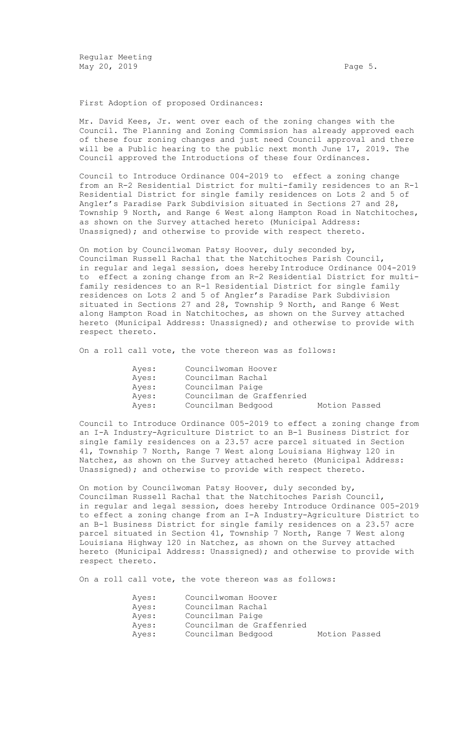First Adoption of proposed Ordinances:

Mr. David Kees, Jr. went over each of the zoning changes with the Council. The Planning and Zoning Commission has already approved each of these four zoning changes and just need Council approval and there will be a Public hearing to the public next month June 17, 2019. The Council approved the Introductions of these four Ordinances.

Council to Introduce Ordinance 004-2019 to effect a zoning change from an R-2 Residential District for multi-family residences to an R-1 Residential District for single family residences on Lots 2 and 5 of Angler's Paradise Park Subdivision situated in Sections 27 and 28, Township 9 North, and Range 6 West along Hampton Road in Natchitoches, as shown on the Survey attached hereto (Municipal Address: Unassigned); and otherwise to provide with respect thereto.

On motion by Councilwoman Patsy Hoover, duly seconded by, Councilman Russell Rachal that the Natchitoches Parish Council, in regular and legal session, does hereby Introduce Ordinance 004-2019 to effect a zoning change from an R-2 Residential District for multi-family residences to an R-1 Residential District for single family residences on Lots 2 and 5 of Angler's Paradise Park Subdivision situated in Sections 27 and 28, Township 9 North, and Range 6 West along Hampton Road in Natchitoches, as shown on the Survey attached hereto (Municipal Address: Unassigned); and otherwise to provide with respect thereto.

On a roll call vote, the vote thereon was as follows:

| | | |
|---|---|---|
| Ayes: | Councilwoman Hoover | |
| Ayes: | Councilman Rachal | |
| Ayes: | Councilman Paige | |
| Ayes: | Councilman de Graffenried | |
| Ayes: | Councilman Bedgood | Motion Passed |

Council to Introduce Ordinance 005-2019 to effect a zoning change from an I-A Industry-Agriculture District to an B-1 Business District for single family residences on a 23.57 acre parcel situated in Section 41, Township 7 North, Range 7 West along Louisiana Highway 120 in Natchez, as shown on the Survey attached hereto (Municipal Address: Unassigned); and otherwise to provide with respect thereto.

On motion by Councilwoman Patsy Hoover, duly seconded by, Councilman Russell Rachal that the Natchitoches Parish Council, in regular and legal session, does hereby Introduce Ordinance 005-2019 to effect a zoning change from an I-A Industry-Agriculture District to an B-1 Business District for single family residences on a 23.57 acre parcel situated in Section 41, Township 7 North, Range 7 West along Louisiana Highway 120 in Natchez, as shown on the Survey attached hereto (Municipal Address: Unassigned); and otherwise to provide with respect thereto.

On a roll call vote, the vote thereon was as follows:

| | | |
|---|---|---|
| Ayes: | Councilwoman Hoover | |
| Ayes: | Councilman Rachal | |
| Ayes: | Councilman Paige | |
| Ayes: | Councilman de Graffenried | |
| Ayes: | Councilman Bedgood | Motion Passed |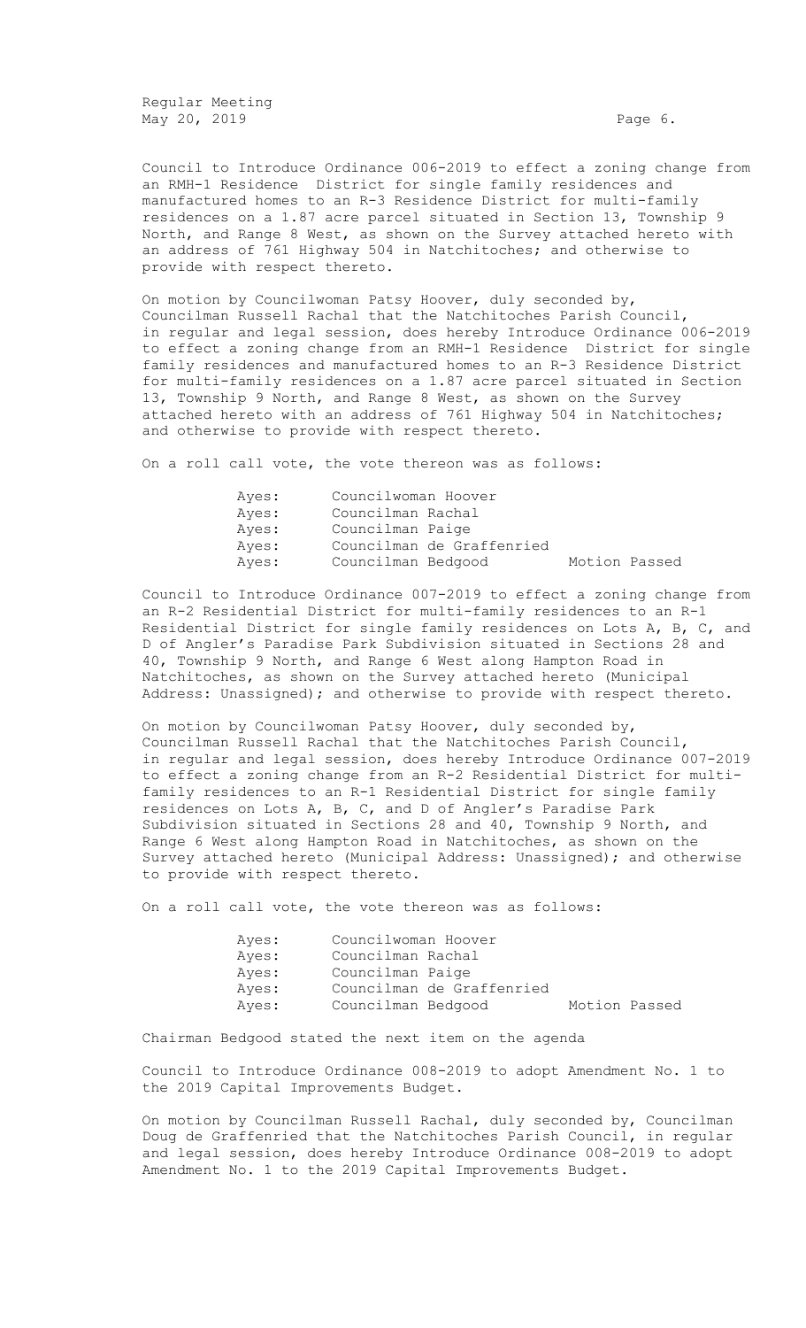Council to Introduce Ordinance 006-2019 to effect a zoning change from an RMH-1 Residence District for single family residences and manufactured homes to an R-3 Residence District for multi-family residences on a 1.87 acre parcel situated in Section 13, Township 9 North, and Range 8 West, as shown on the Survey attached hereto with an address of 761 Highway 504 in Natchitoches; and otherwise to provide with respect thereto.

On motion by Councilwoman Patsy Hoover, duly seconded by, Councilman Russell Rachal that the Natchitoches Parish Council, in regular and legal session, does hereby Introduce Ordinance 006-2019 to effect a zoning change from an RMH-1 Residence District for single family residences and manufactured homes to an R-3 Residence District for multi-family residences on a 1.87 acre parcel situated in Section 13, Township 9 North, and Range 8 West, as shown on the Survey attached hereto with an address of 761 Highway 504 in Natchitoches; and otherwise to provide with respect thereto.

On a roll call vote, the vote thereon was as follows:

| | | |
|---|---|---|
| Ayes: | Councilwoman Hoover | |
| Ayes: | Councilman Rachal | |
| Ayes: | Councilman Paige | |
| Ayes: | Councilman de Graffenried | |
| Ayes: | Councilman Bedgood | Motion Passed |

Council to Introduce Ordinance 007-2019 to effect a zoning change from an R-2 Residential District for multi-family residences to an R-1 Residential District for single family residences on Lots A, B, C, and D of Angler's Paradise Park Subdivision situated in Sections 28 and 40, Township 9 North, and Range 6 West along Hampton Road in Natchitoches, as shown on the Survey attached hereto (Municipal Address: Unassigned); and otherwise to provide with respect thereto.

On motion by Councilwoman Patsy Hoover, duly seconded by, Councilman Russell Rachal that the Natchitoches Parish Council, in regular and legal session, does hereby Introduce Ordinance 007-2019 to effect a zoning change from an R-2 Residential District for multi-family residences to an R-1 Residential District for single family residences on Lots A, B, C, and D of Angler's Paradise Park Subdivision situated in Sections 28 and 40, Township 9 North, and Range 6 West along Hampton Road in Natchitoches, as shown on the Survey attached hereto (Municipal Address: Unassigned); and otherwise to provide with respect thereto.

On a roll call vote, the vote thereon was as follows:

| | | |
|---|---|---|
| Ayes: | Councilwoman Hoover | |
| Ayes: | Councilman Rachal | |
| Ayes: | Councilman Paige | |
| Ayes: | Councilman de Graffenried | |
| Ayes: | Councilman Bedgood | Motion Passed |

Chairman Bedgood stated the next item on the agenda

Council to Introduce Ordinance 008-2019 to adopt Amendment No. 1 to the 2019 Capital Improvements Budget.

On motion by Councilman Russell Rachal, duly seconded by, Councilman Doug de Graffenried that the Natchitoches Parish Council, in regular and legal session, does hereby Introduce Ordinance 008-2019 to adopt Amendment No. 1 to the 2019 Capital Improvements Budget.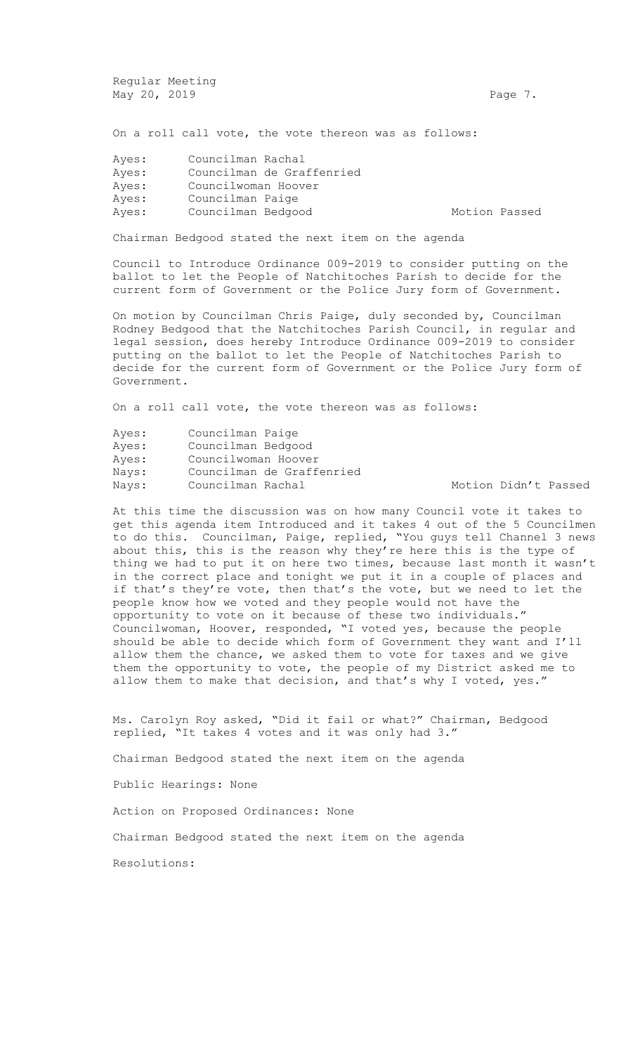On a roll call vote, the vote thereon was as follows:

| | | |
|---|---|---|
| Ayes: | Councilman Rachal | |
| Ayes: | Councilman de Graffenried | |
| Ayes: | Councilwoman Hoover | |
| Ayes: | Councilman Paige | |
| Ayes: | Councilman Bedgood | Motion Passed |

Chairman Bedgood stated the next item on the agenda

Council to Introduce Ordinance 009-2019 to consider putting on the ballot to let the People of Natchitoches Parish to decide for the current form of Government or the Police Jury form of Government.

On motion by Councilman Chris Paige, duly seconded by, Councilman Rodney Bedgood that the Natchitoches Parish Council, in regular and legal session, does hereby Introduce Ordinance 009-2019 to consider putting on the ballot to let the People of Natchitoches Parish to decide for the current form of Government or the Police Jury form of Government.

On a roll call vote, the vote thereon was as follows:

| | | |
|---|---|---|
| Ayes: | Councilman Paige | |
| Ayes: | Councilman Bedgood | |
| Ayes: | Councilwoman Hoover | |
| Nays: | Councilman de Graffenried | |
| Nays: | Councilman Rachal | Motion Didn't Passed |

At this time the discussion was on how many Council vote it takes to get this agenda item Introduced and it takes 4 out of the 5 Councilmen to do this. Councilman, Paige, replied, "You guys tell Channel 3 news about this, this is the reason why they're here this is the type of thing we had to put it on here two times, because last month it wasn't in the correct place and tonight we put it in a couple of places and if that's they're vote, then that's the vote, but we need to let the people know how we voted and they people would not have the opportunity to vote on it because of these two individuals." Councilwoman, Hoover, responded, "I voted yes, because the people should be able to decide which form of Government they want and I'll allow them the chance, we asked them to vote for taxes and we give them the opportunity to vote, the people of my District asked me to allow them to make that decision, and that's why I voted, yes."

Ms. Carolyn Roy asked, "Did it fail or what?" Chairman, Bedgood replied, "It takes 4 votes and it was only had 3."

Chairman Bedgood stated the next item on the agenda

Public Hearings: None

Action on Proposed Ordinances: None

Chairman Bedgood stated the next item on the agenda

Resolutions: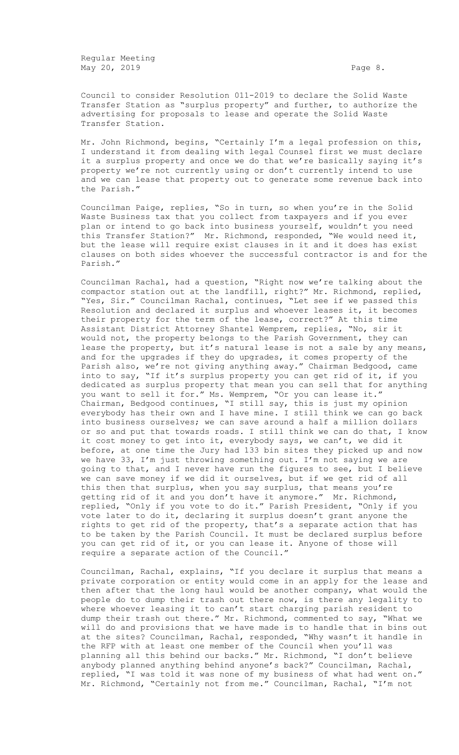Council to consider Resolution 011-2019 to declare the Solid Waste Transfer Station as "surplus property" and further, to authorize the advertising for proposals to lease and operate the Solid Waste Transfer Station.

Mr. John Richmond, begins, "Certainly I'm a legal profession on this, I understand it from dealing with legal Counsel first we must declare it a surplus property and once we do that we're basically saying it's property we're not currently using or don't currently intend to use and we can lease that property out to generate some revenue back into the Parish."

Councilman Paige, replies, "So in turn, so when you're in the Solid Waste Business tax that you collect from taxpayers and if you ever plan or intend to go back into business yourself, wouldn't you need this Transfer Station?" Mr. Richmond, responded, "We would need it, but the lease will require exist clauses in it and it does has exist clauses on both sides whoever the successful contractor is and for the Parish."

Councilman Rachal, had a question, "Right now we're talking about the compactor station out at the landfill, right?" Mr. Richmond, replied, "Yes, Sir." Councilman Rachal, continues, "Let see if we passed this Resolution and declared it surplus and whoever leases it, it becomes their property for the term of the lease, correct?" At this time Assistant District Attorney Shantel Wemprem, replies, "No, sir it would not, the property belongs to the Parish Government, they can lease the property, but it's natural lease is not a sale by any means, and for the upgrades if they do upgrades, it comes property of the Parish also, we're not giving anything away." Chairman Bedgood, came into to say, "If it's surplus property you can get rid of it, if you dedicated as surplus property that mean you can sell that for anything you want to sell it for." Ms. Wemprem, "Or you can lease it." Chairman, Bedgood continues, "I still say, this is just my opinion everybody has their own and I have mine. I still think we can go back into business ourselves; we can save around a half a million dollars or so and put that towards roads. I still think we can do that, I know it cost money to get into it, everybody says, we can't, we did it before, at one time the Jury had 133 bin sites they picked up and now we have 33, I'm just throwing something out. I'm not saying we are going to that, and I never have run the figures to see, but I believe we can save money if we did it ourselves, but if we get rid of all this then that surplus, when you say surplus, that means you're getting rid of it and you don't have it anymore." Mr. Richmond, replied, "Only if you vote to do it." Parish President, "Only if you vote later to do it, declaring it surplus doesn't grant anyone the rights to get rid of the property, that's a separate action that has to be taken by the Parish Council. It must be declared surplus before you can get rid of it, or you can lease it. Anyone of those will require a separate action of the Council."

Councilman, Rachal, explains, "If you declare it surplus that means a private corporation or entity would come in an apply for the lease and then after that the long haul would be another company, what would the people do to dump their trash out there now, is there any legality to where whoever leasing it to can't start charging parish resident to dump their trash out there." Mr. Richmond, commented to say, "What we will do and provisions that we have made is to handle that in bins out at the sites? Councilman, Rachal, responded, "Why wasn't it handle in the RFP with at least one member of the Council when you'll was planning all this behind our backs." Mr. Richmond, "I don't believe anybody planned anything behind anyone's back?" Councilman, Rachal, replied, "I was told it was none of my business of what had went on." Mr. Richmond, "Certainly not from me." Councilman, Rachal, "I'm not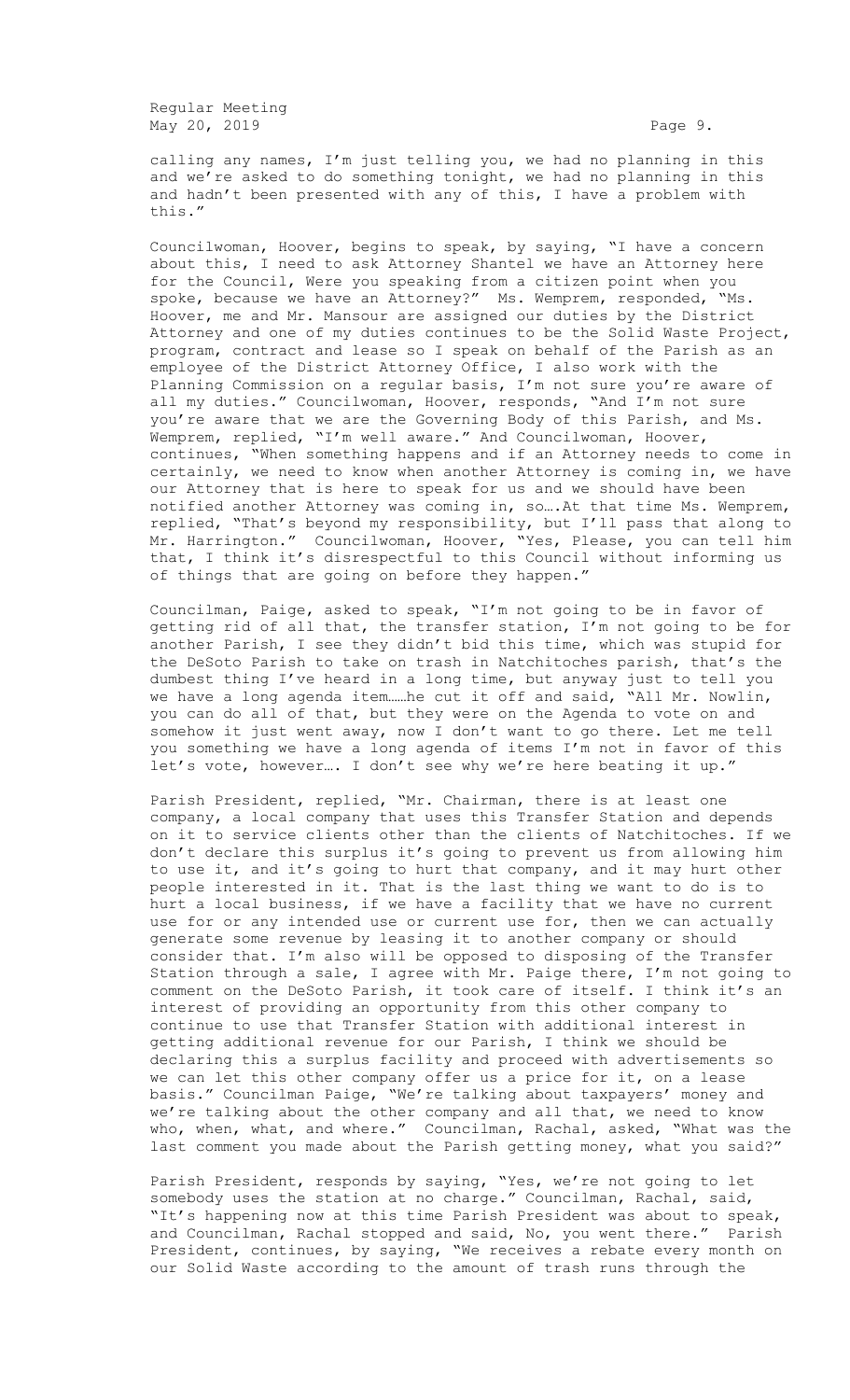calling any names, I'm just telling you, we had no planning in this and we're asked to do something tonight, we had no planning in this and hadn't been presented with any of this, I have a problem with this."

Councilwoman, Hoover, begins to speak, by saying, "I have a concern about this, I need to ask Attorney Shantel we have an Attorney here for the Council, Were you speaking from a citizen point when you spoke, because we have an Attorney?" Ms. Wemprem, responded, "Ms. Hoover, me and Mr. Mansour are assigned our duties by the District Attorney and one of my duties continues to be the Solid Waste Project, program, contract and lease so I speak on behalf of the Parish as an employee of the District Attorney Office, I also work with the Planning Commission on a regular basis, I'm not sure you're aware of all my duties." Councilwoman, Hoover, responds, "And I'm not sure you're aware that we are the Governing Body of this Parish, and Ms. Wemprem, replied, "I'm well aware." And Councilwoman, Hoover, continues, "When something happens and if an Attorney needs to come in certainly, we need to know when another Attorney is coming in, we have our Attorney that is here to speak for us and we should have been notified another Attorney was coming in, so….At that time Ms. Wemprem, replied, "That's beyond my responsibility, but I'll pass that along to Mr. Harrington." Councilwoman, Hoover, "Yes, Please, you can tell him that, I think it's disrespectful to this Council without informing us of things that are going on before they happen."

Councilman, Paige, asked to speak, "I'm not going to be in favor of getting rid of all that, the transfer station, I'm not going to be for another Parish, I see they didn't bid this time, which was stupid for the DeSoto Parish to take on trash in Natchitoches parish, that's the dumbest thing I've heard in a long time, but anyway just to tell you we have a long agenda item……he cut it off and said, "All Mr. Nowlin, you can do all of that, but they were on the Agenda to vote on and somehow it just went away, now I don't want to go there. Let me tell you something we have a long agenda of items I'm not in favor of this let's vote, however…. I don't see why we're here beating it up."

Parish President, replied, "Mr. Chairman, there is at least one company, a local company that uses this Transfer Station and depends on it to service clients other than the clients of Natchitoches. If we don't declare this surplus it's going to prevent us from allowing him to use it, and it's going to hurt that company, and it may hurt other people interested in it. That is the last thing we want to do is to hurt a local business, if we have a facility that we have no current use for or any intended use or current use for, then we can actually generate some revenue by leasing it to another company or should consider that. I'm also will be opposed to disposing of the Transfer Station through a sale, I agree with Mr. Paige there, I'm not going to comment on the DeSoto Parish, it took care of itself. I think it's an interest of providing an opportunity from this other company to continue to use that Transfer Station with additional interest in getting additional revenue for our Parish, I think we should be declaring this a surplus facility and proceed with advertisements so we can let this other company offer us a price for it, on a lease basis." Councilman Paige, "We're talking about taxpayers' money and we're talking about the other company and all that, we need to know who, when, what, and where." Councilman, Rachal, asked, "What was the last comment you made about the Parish getting money, what you said?"

Parish President, responds by saying, "Yes, we're not going to let somebody uses the station at no charge." Councilman, Rachal, said, "It's happening now at this time Parish President was about to speak, and Councilman, Rachal stopped and said, No, you went there." Parish President, continues, by saying, "We receives a rebate every month on our Solid Waste according to the amount of trash runs through the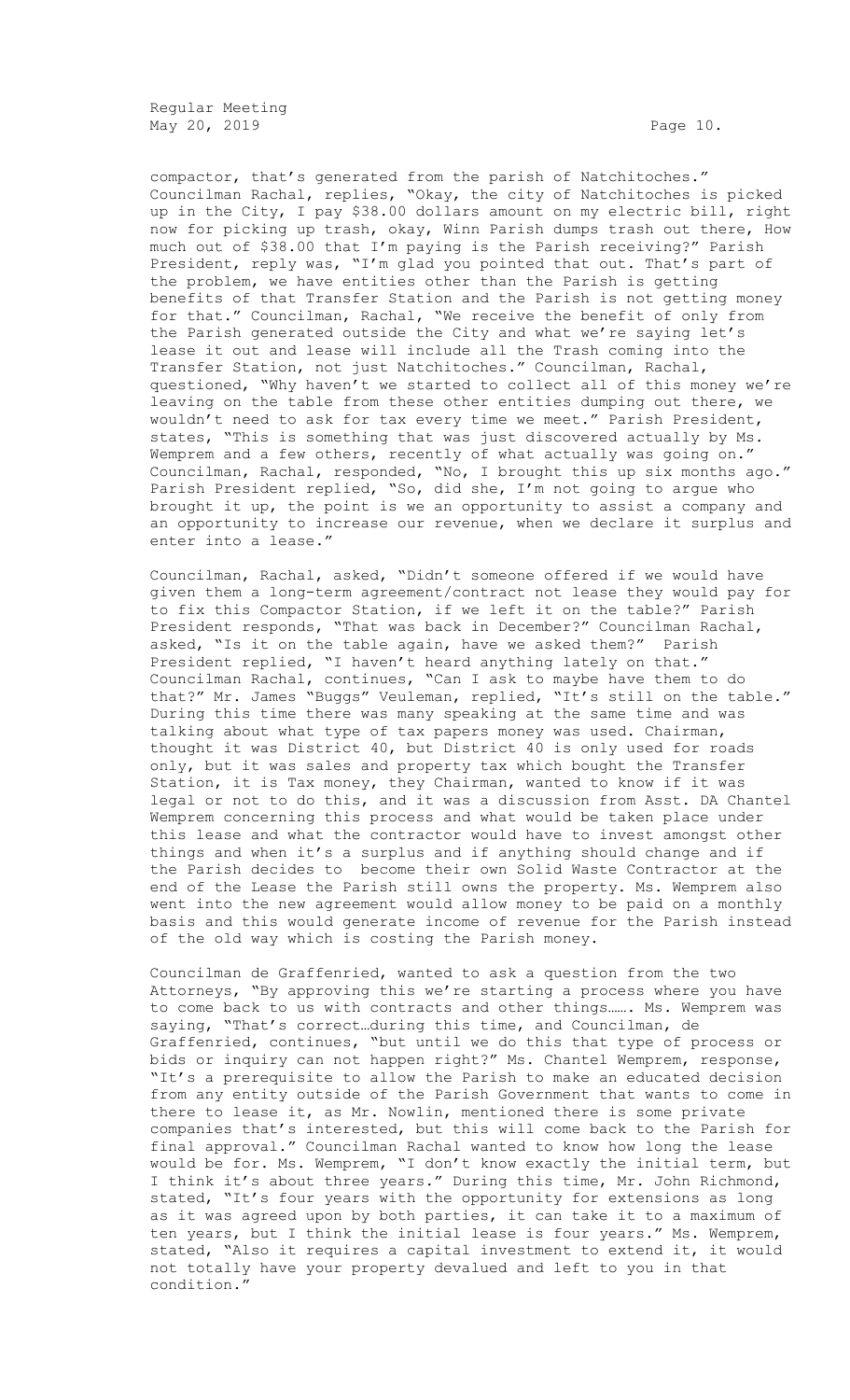compactor, that's generated from the parish of Natchitoches." Councilman Rachal, replies, "Okay, the city of Natchitoches is picked up in the City, I pay $38.00 dollars amount on my electric bill, right now for picking up trash, okay, Winn Parish dumps trash out there, How much out of $38.00 that I'm paying is the Parish receiving?" Parish President, reply was, "I'm glad you pointed that out. That's part of the problem, we have entities other than the Parish is getting benefits of that Transfer Station and the Parish is not getting money for that." Councilman, Rachal, "We receive the benefit of only from the Parish generated outside the City and what we're saying let's lease it out and lease will include all the Trash coming into the Transfer Station, not just Natchitoches." Councilman, Rachal, questioned, "Why haven't we started to collect all of this money we're leaving on the table from these other entities dumping out there, we wouldn't need to ask for tax every time we meet." Parish President, states, "This is something that was just discovered actually by Ms. Wemprem and a few others, recently of what actually was going on." Councilman, Rachal, responded, "No, I brought this up six months ago." Parish President replied, "So, did she, I'm not going to argue who brought it up, the point is we an opportunity to assist a company and an opportunity to increase our revenue, when we declare it surplus and enter into a lease."

Councilman, Rachal, asked, "Didn't someone offered if we would have given them a long-term agreement/contract not lease they would pay for to fix this Compactor Station, if we left it on the table?" Parish President responds, "That was back in December?" Councilman Rachal, asked, "Is it on the table again, have we asked them?" Parish President replied, "I haven't heard anything lately on that." Councilman Rachal, continues, "Can I ask to maybe have them to do that?" Mr. James "Buggs" Veuleman, replied, "It's still on the table." During this time there was many speaking at the same time and was talking about what type of tax papers money was used. Chairman, thought it was District 40, but District 40 is only used for roads only, but it was sales and property tax which bought the Transfer Station, it is Tax money, they Chairman, wanted to know if it was legal or not to do this, and it was a discussion from Asst. DA Chantel Wemprem concerning this process and what would be taken place under this lease and what the contractor would have to invest amongst other things and when it's a surplus and if anything should change and if the Parish decides to become their own Solid Waste Contractor at the end of the Lease the Parish still owns the property. Ms. Wemprem also went into the new agreement would allow money to be paid on a monthly basis and this would generate income of revenue for the Parish instead of the old way which is costing the Parish money.

Councilman de Graffenried, wanted to ask a question from the two Attorneys, "By approving this we're starting a process where you have to come back to us with contracts and other things……. Ms. Wemprem was saying, "That's correct…during this time, and Councilman, de Graffenried, continues, "but until we do this that type of process or bids or inquiry can not happen right?" Ms. Chantel Wemprem, response, "It's a prerequisite to allow the Parish to make an educated decision from any entity outside of the Parish Government that wants to come in there to lease it, as Mr. Nowlin, mentioned there is some private companies that's interested, but this will come back to the Parish for final approval." Councilman Rachal wanted to know how long the lease would be for. Ms. Wemprem, "I don't know exactly the initial term, but I think it's about three years." During this time, Mr. John Richmond, stated, "It's four years with the opportunity for extensions as long as it was agreed upon by both parties, it can take it to a maximum of ten years, but I think the initial lease is four years." Ms. Wemprem, stated, "Also it requires a capital investment to extend it, it would not totally have your property devalued and left to you in that condition."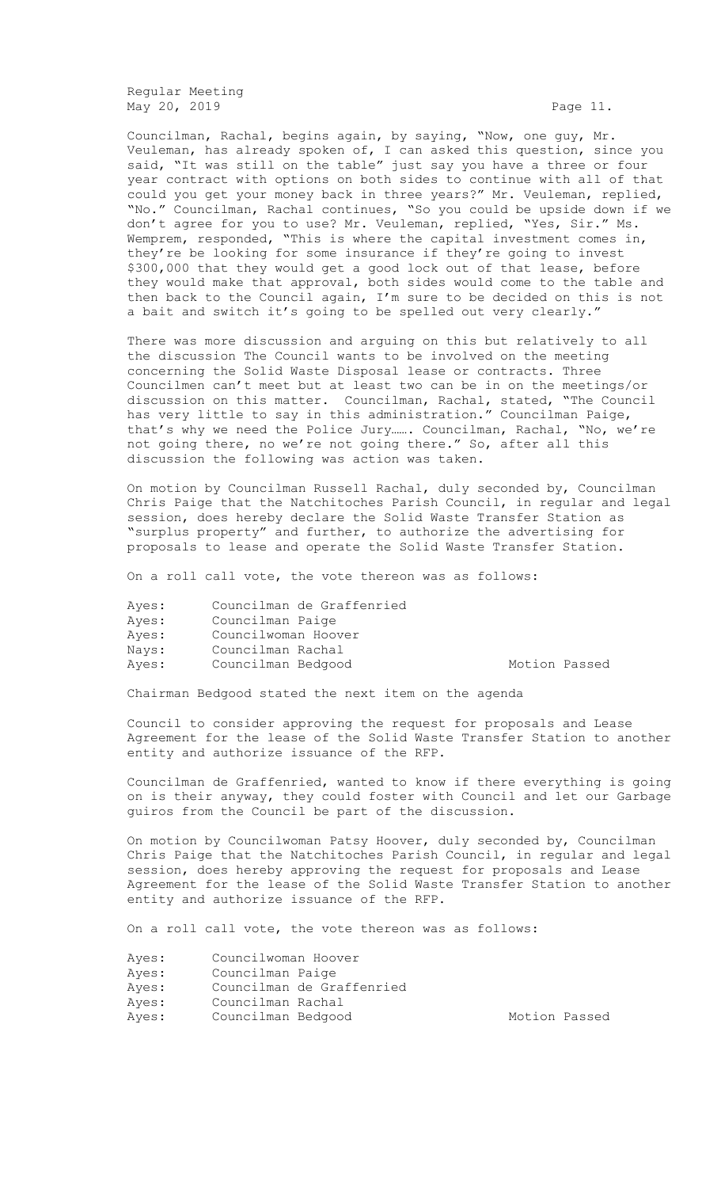Councilman, Rachal, begins again, by saying, "Now, one guy, Mr. Veuleman, has already spoken of, I can asked this question, since you said, "It was still on the table" just say you have a three or four year contract with options on both sides to continue with all of that could you get your money back in three years?" Mr. Veuleman, replied, "No." Councilman, Rachal continues, "So you could be upside down if we don't agree for you to use? Mr. Veuleman, replied, "Yes, Sir." Ms. Wemprem, responded, "This is where the capital investment comes in, they're be looking for some insurance if they're going to invest $300,000 that they would get a good lock out of that lease, before they would make that approval, both sides would come to the table and then back to the Council again, I'm sure to be decided on this is not a bait and switch it's going to be spelled out very clearly."

There was more discussion and arguing on this but relatively to all the discussion The Council wants to be involved on the meeting concerning the Solid Waste Disposal lease or contracts. Three Councilmen can't meet but at least two can be in on the meetings/or discussion on this matter. Councilman, Rachal, stated, "The Council has very little to say in this administration." Councilman Paige, that's why we need the Police Jury……. Councilman, Rachal, "No, we're not going there, no we're not going there." So, after all this discussion the following was action was taken.

On motion by Councilman Russell Rachal, duly seconded by, Councilman Chris Paige that the Natchitoches Parish Council, in regular and legal session, does hereby declare the Solid Waste Transfer Station as "surplus property" and further, to authorize the advertising for proposals to lease and operate the Solid Waste Transfer Station.

On a roll call vote, the vote thereon was as follows:

| | | |
|---|---|---|
| Ayes: | Councilman de Graffenried | |
| Ayes: | Councilman Paige | |
| Ayes: | Councilwoman Hoover | |
| Nays: | Councilman Rachal | |
| Ayes: | Councilman Bedgood | Motion Passed |

Chairman Bedgood stated the next item on the agenda

Council to consider approving the request for proposals and Lease Agreement for the lease of the Solid Waste Transfer Station to another entity and authorize issuance of the RFP.

Councilman de Graffenried, wanted to know if there everything is going on is their anyway, they could foster with Council and let our Garbage guiros from the Council be part of the discussion.

On motion by Councilwoman Patsy Hoover, duly seconded by, Councilman Chris Paige that the Natchitoches Parish Council, in regular and legal session, does hereby approving the request for proposals and Lease Agreement for the lease of the Solid Waste Transfer Station to another entity and authorize issuance of the RFP.

On a roll call vote, the vote thereon was as follows:

| | | |
|---|---|---|
| Ayes: | Councilwoman Hoover | |
| Ayes: | Councilman Paige | |
| Ayes: | Councilman de Graffenried | |
| Ayes: | Councilman Rachal | |
| Ayes: | Councilman Bedgood | Motion Passed |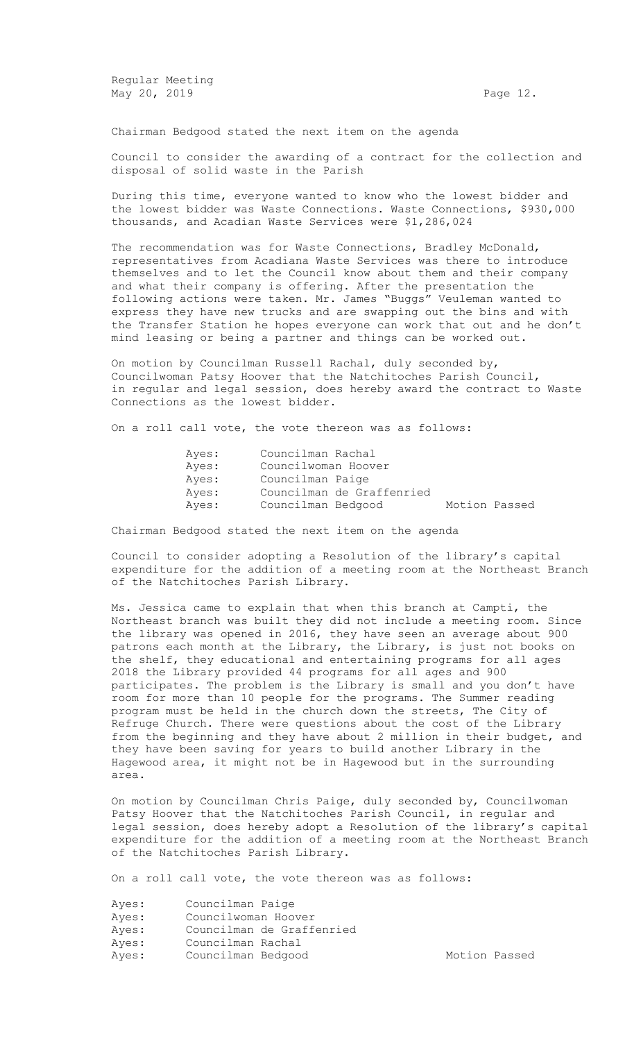Chairman Bedgood stated the next item on the agenda

Council to consider the awarding of a contract for the collection and disposal of solid waste in the Parish

During this time, everyone wanted to know who the lowest bidder and the lowest bidder was Waste Connections. Waste Connections, $930,000 thousands, and Acadian Waste Services were $1,286,024

The recommendation was for Waste Connections, Bradley McDonald, representatives from Acadiana Waste Services was there to introduce themselves and to let the Council know about them and their company and what their company is offering. After the presentation the following actions were taken. Mr. James "Buggs" Veuleman wanted to express they have new trucks and are swapping out the bins and with the Transfer Station he hopes everyone can work that out and he don't mind leasing or being a partner and things can be worked out.

On motion by Councilman Russell Rachal, duly seconded by, Councilwoman Patsy Hoover that the Natchitoches Parish Council, in regular and legal session, does hereby award the contract to Waste Connections as the lowest bidder.

On a roll call vote, the vote thereon was as follows:

| | | |
|---|---|---|
| Ayes: | Councilman Rachal | |
| Ayes: | Councilwoman Hoover | |
| Ayes: | Councilman Paige | |
| Ayes: | Councilman de Graffenried | |
| Ayes: | Councilman Bedgood | Motion Passed |

Chairman Bedgood stated the next item on the agenda

Council to consider adopting a Resolution of the library's capital expenditure for the addition of a meeting room at the Northeast Branch of the Natchitoches Parish Library.

Ms. Jessica came to explain that when this branch at Campti, the Northeast branch was built they did not include a meeting room. Since the library was opened in 2016, they have seen an average about 900 patrons each month at the Library, the Library, is just not books on the shelf, they educational and entertaining programs for all ages 2018 the Library provided 44 programs for all ages and 900 participates. The problem is the Library is small and you don't have room for more than 10 people for the programs. The Summer reading program must be held in the church down the streets, The City of Refruge Church. There were questions about the cost of the Library from the beginning and they have about 2 million in their budget, and they have been saving for years to build another Library in the Hagewood area, it might not be in Hagewood but in the surrounding area.

On motion by Councilman Chris Paige, duly seconded by, Councilwoman Patsy Hoover that the Natchitoches Parish Council, in regular and legal session, does hereby adopt a Resolution of the library's capital expenditure for the addition of a meeting room at the Northeast Branch of the Natchitoches Parish Library.

On a roll call vote, the vote thereon was as follows:

| | | |
|---|---|---|
| Ayes: | Councilman Paige | |
| Ayes: | Councilwoman Hoover | |
| Ayes: | Councilman de Graffenried | |
| Ayes: | Councilman Rachal | |
| Ayes: | Councilman Bedgood | Motion Passed |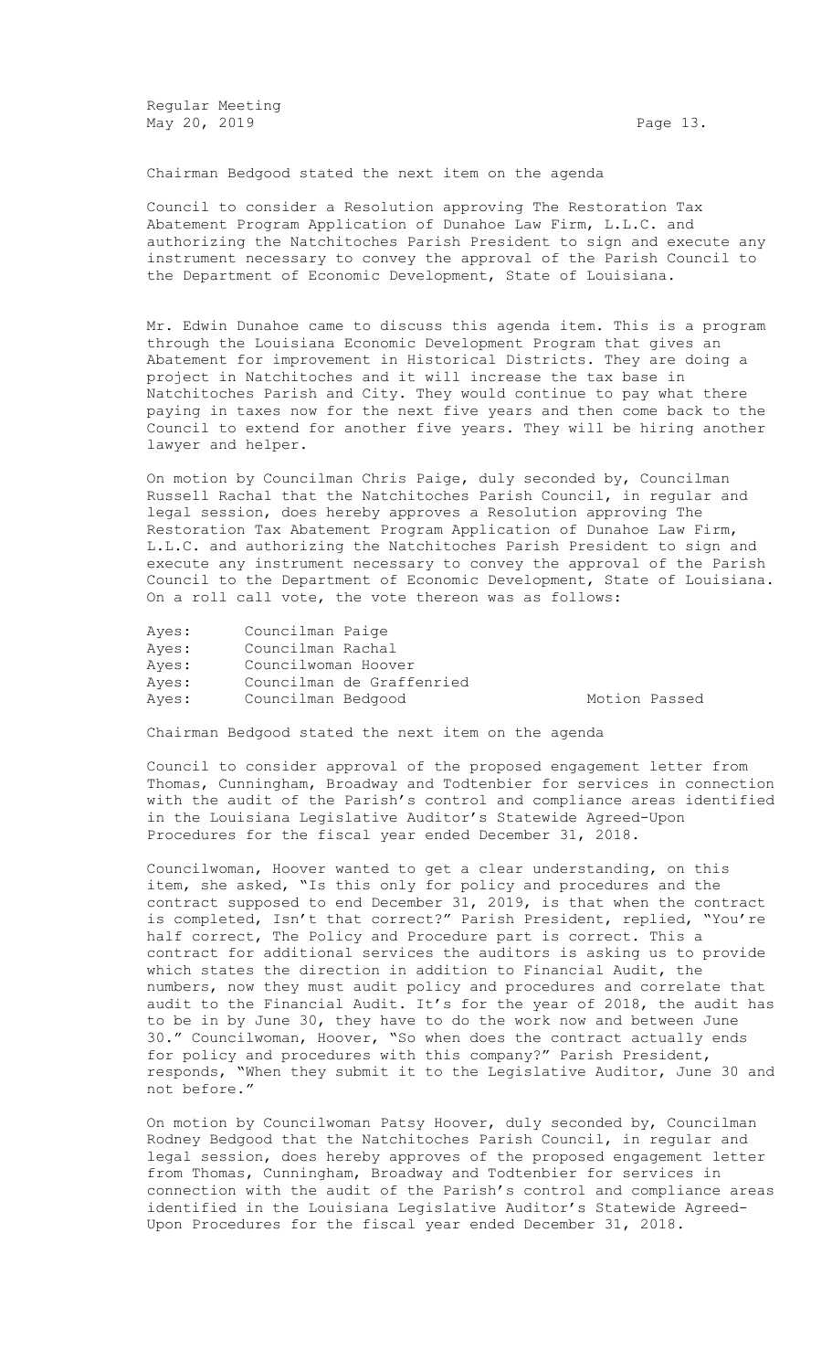Chairman Bedgood stated the next item on the agenda

Council to consider a Resolution approving The Restoration Tax Abatement Program Application of Dunahoe Law Firm, L.L.C. and authorizing the Natchitoches Parish President to sign and execute any instrument necessary to convey the approval of the Parish Council to the Department of Economic Development, State of Louisiana.

Mr. Edwin Dunahoe came to discuss this agenda item. This is a program through the Louisiana Economic Development Program that gives an Abatement for improvement in Historical Districts. They are doing a project in Natchitoches and it will increase the tax base in Natchitoches Parish and City. They would continue to pay what there paying in taxes now for the next five years and then come back to the Council to extend for another five years. They will be hiring another lawyer and helper.

On motion by Councilman Chris Paige, duly seconded by, Councilman Russell Rachal that the Natchitoches Parish Council, in regular and legal session, does hereby approves a Resolution approving The Restoration Tax Abatement Program Application of Dunahoe Law Firm, L.L.C. and authorizing the Natchitoches Parish President to sign and execute any instrument necessary to convey the approval of the Parish Council to the Department of Economic Development, State of Louisiana. On a roll call vote, the vote thereon was as follows:

| | | |
|---|---|---|
| Ayes: | Councilman Paige | |
| Ayes: | Councilman Rachal | |
| Ayes: | Councilwoman Hoover | |
| Ayes: | Councilman de Graffenried | |
| Ayes: | Councilman Bedgood | Motion Passed |

Chairman Bedgood stated the next item on the agenda

Council to consider approval of the proposed engagement letter from Thomas, Cunningham, Broadway and Todtenbier for services in connection with the audit of the Parish's control and compliance areas identified in the Louisiana Legislative Auditor's Statewide Agreed-Upon Procedures for the fiscal year ended December 31, 2018.

Councilwoman, Hoover wanted to get a clear understanding, on this item, she asked, "Is this only for policy and procedures and the contract supposed to end December 31, 2019, is that when the contract is completed, Isn't that correct?" Parish President, replied, "You're half correct, The Policy and Procedure part is correct. This a contract for additional services the auditors is asking us to provide which states the direction in addition to Financial Audit, the numbers, now they must audit policy and procedures and correlate that audit to the Financial Audit. It's for the year of 2018, the audit has to be in by June 30, they have to do the work now and between June 30." Councilwoman, Hoover, "So when does the contract actually ends for policy and procedures with this company?" Parish President, responds, "When they submit it to the Legislative Auditor, June 30 and not before."

On motion by Councilwoman Patsy Hoover, duly seconded by, Councilman Rodney Bedgood that the Natchitoches Parish Council, in regular and legal session, does hereby approves of the proposed engagement letter from Thomas, Cunningham, Broadway and Todtenbier for services in connection with the audit of the Parish's control and compliance areas identified in the Louisiana Legislative Auditor's Statewide Agreed-Upon Procedures for the fiscal year ended December 31, 2018.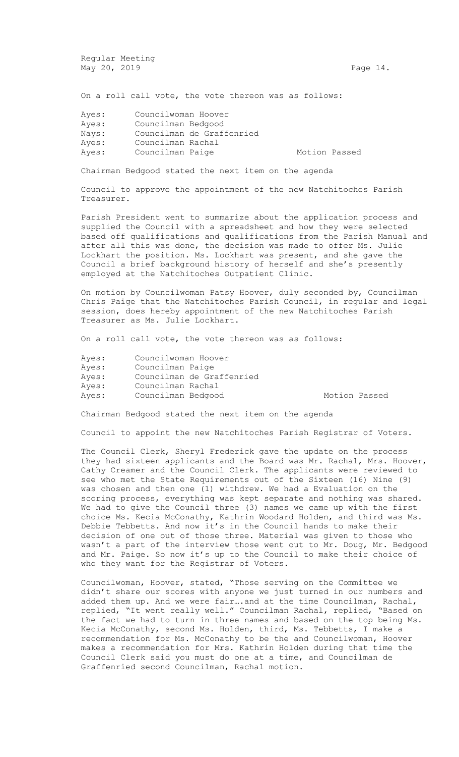On a roll call vote, the vote thereon was as follows:

| | | |
|---|---|---|
| Ayes: | Councilwoman Hoover | |
| Ayes: | Councilman Bedgood | |
| Nays: | Councilman de Graffenried | |
| Ayes: | Councilman Rachal | |
| Ayes: | Councilman Paige | Motion Passed |

Chairman Bedgood stated the next item on the agenda

Council to approve the appointment of the new Natchitoches Parish Treasurer.

Parish President went to summarize about the application process and supplied the Council with a spreadsheet and how they were selected based off qualifications and qualifications from the Parish Manual and after all this was done, the decision was made to offer Ms. Julie Lockhart the position. Ms. Lockhart was present, and she gave the Council a brief background history of herself and she's presently employed at the Natchitoches Outpatient Clinic.

On motion by Councilwoman Patsy Hoover, duly seconded by, Councilman Chris Paige that the Natchitoches Parish Council, in regular and legal session, does hereby appointment of the new Natchitoches Parish Treasurer as Ms. Julie Lockhart.

On a roll call vote, the vote thereon was as follows:

| | | |
|---|---|---|
| Ayes: | Councilwoman Hoover | |
| Ayes: | Councilman Paige | |
| Ayes: | Councilman de Graffenried | |
| Ayes: | Councilman Rachal | |
| Ayes: | Councilman Bedgood | Motion Passed |

Chairman Bedgood stated the next item on the agenda

Council to appoint the new Natchitoches Parish Registrar of Voters.

The Council Clerk, Sheryl Frederick gave the update on the process they had sixteen applicants and the Board was Mr. Rachal, Mrs. Hoover, Cathy Creamer and the Council Clerk. The applicants were reviewed to see who met the State Requirements out of the Sixteen (16) Nine (9) was chosen and then one (1) withdrew. We had a Evaluation on the scoring process, everything was kept separate and nothing was shared. We had to give the Council three (3) names we came up with the first choice Ms. Kecia McConathy, Kathrin Woodard Holden, and third was Ms. Debbie Tebbetts. And now it's in the Council hands to make their decision of one out of those three. Material was given to those who wasn't a part of the interview those went out to Mr. Doug, Mr. Bedgood and Mr. Paige. So now it's up to the Council to make their choice of who they want for the Registrar of Voters.

Councilwoman, Hoover, stated, "Those serving on the Committee we didn't share our scores with anyone we just turned in our numbers and added them up. And we were fair….and at the time Councilman, Rachal, replied, "It went really well." Councilman Rachal, replied, "Based on the fact we had to turn in three names and based on the top being Ms. Kecia McConathy, second Ms. Holden, third, Ms. Tebbetts, I make a recommendation for Ms. McConathy to be the and Councilwoman, Hoover makes a recommendation for Mrs. Kathrin Holden during that time the Council Clerk said you must do one at a time, and Councilman de Graffenried second Councilman, Rachal motion.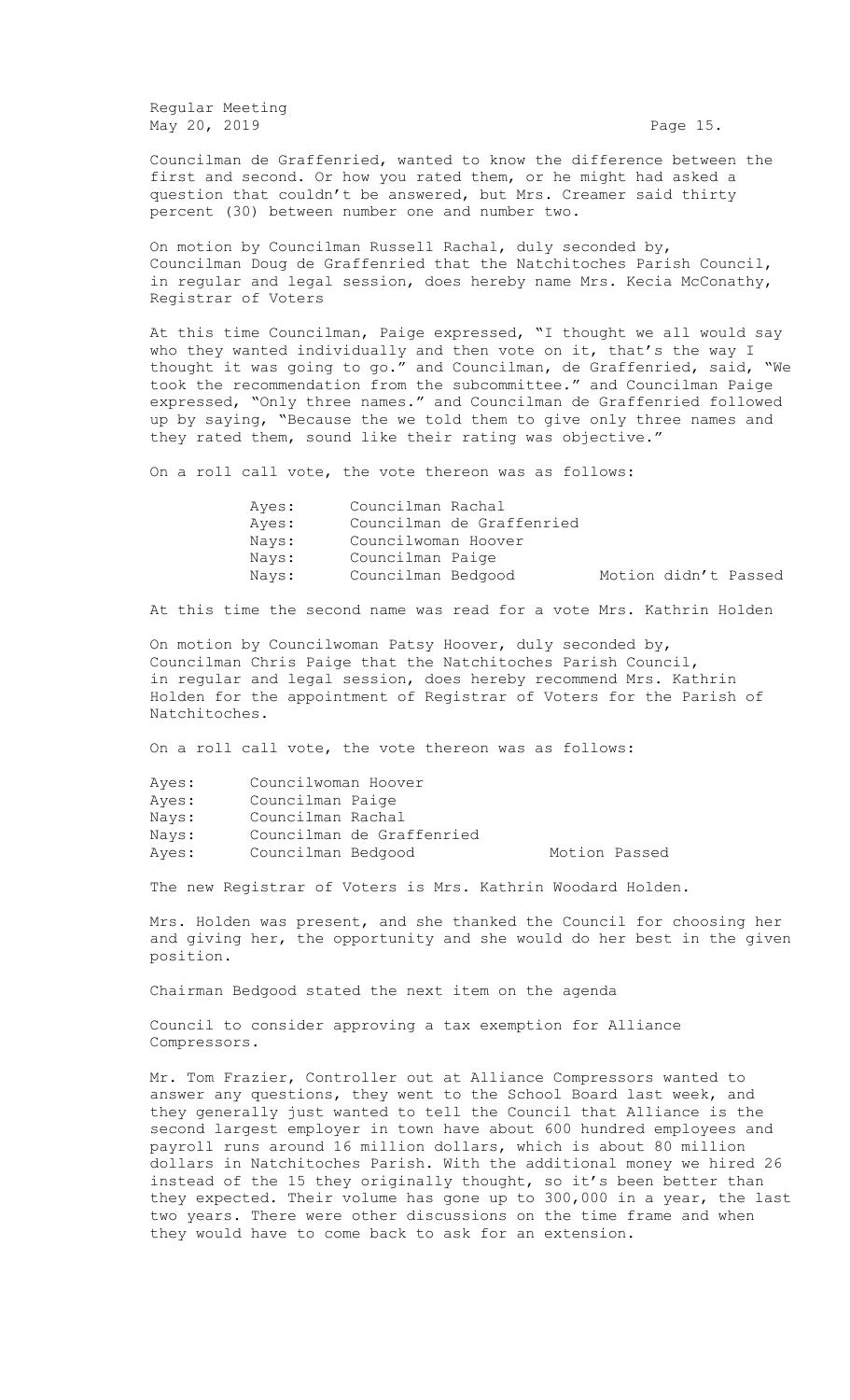Councilman de Graffenried, wanted to know the difference between the first and second. Or how you rated them, or he might had asked a question that couldn't be answered, but Mrs. Creamer said thirty percent (30) between number one and number two.

On motion by Councilman Russell Rachal, duly seconded by, Councilman Doug de Graffenried that the Natchitoches Parish Council, in regular and legal session, does hereby name Mrs. Kecia McConathy, Registrar of Voters

At this time Councilman, Paige expressed, "I thought we all would say who they wanted individually and then vote on it, that's the way I thought it was going to go." and Councilman, de Graffenried, said, "We took the recommendation from the subcommittee." and Councilman Paige expressed, "Only three names." and Councilman de Graffenried followed up by saying, "Because the we told them to give only three names and they rated them, sound like their rating was objective."

On a roll call vote, the vote thereon was as follows:

| | | |
|---|---|---|
| Ayes: | Councilman Rachal | |
| Ayes: | Councilman de Graffenried | |
| Nays: | Councilwoman Hoover | |
| Nays: | Councilman Paige | |
| Nays: | Councilman Bedgood | Motion didn't Passed |

At this time the second name was read for a vote Mrs. Kathrin Holden

On motion by Councilwoman Patsy Hoover, duly seconded by, Councilman Chris Paige that the Natchitoches Parish Council, in regular and legal session, does hereby recommend Mrs. Kathrin Holden for the appointment of Registrar of Voters for the Parish of Natchitoches.

On a roll call vote, the vote thereon was as follows:

| | | |
|---|---|---|
| Ayes: | Councilwoman Hoover | |
| Ayes: | Councilman Paige | |
| Nays: | Councilman Rachal | |
| Nays: | Councilman de Graffenried | |
| Ayes: | Councilman Bedgood | Motion Passed |

The new Registrar of Voters is Mrs. Kathrin Woodard Holden.

Mrs. Holden was present, and she thanked the Council for choosing her and giving her, the opportunity and she would do her best in the given position.

Chairman Bedgood stated the next item on the agenda

Council to consider approving a tax exemption for Alliance Compressors.

Mr. Tom Frazier, Controller out at Alliance Compressors wanted to answer any questions, they went to the School Board last week, and they generally just wanted to tell the Council that Alliance is the second largest employer in town have about 600 hundred employees and payroll runs around 16 million dollars, which is about 80 million dollars in Natchitoches Parish. With the additional money we hired 26 instead of the 15 they originally thought, so it's been better than they expected. Their volume has gone up to 300,000 in a year, the last two years. There were other discussions on the time frame and when they would have to come back to ask for an extension.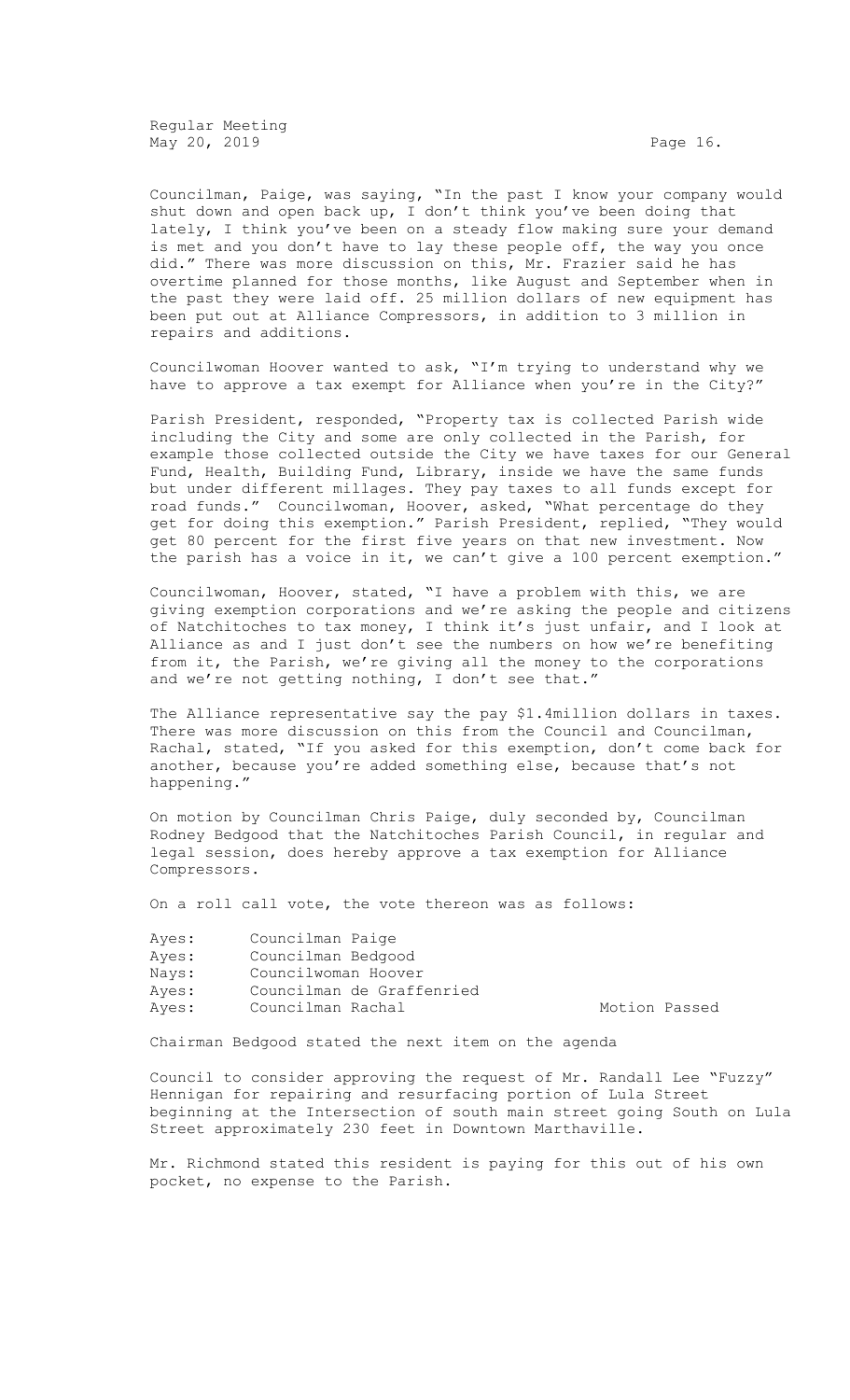Councilman, Paige, was saying, "In the past I know your company would shut down and open back up, I don't think you've been doing that lately, I think you've been on a steady flow making sure your demand is met and you don't have to lay these people off, the way you once did." There was more discussion on this, Mr. Frazier said he has overtime planned for those months, like August and September when in the past they were laid off. 25 million dollars of new equipment has been put out at Alliance Compressors, in addition to 3 million in repairs and additions.

Councilwoman Hoover wanted to ask, "I'm trying to understand why we have to approve a tax exempt for Alliance when you're in the City?"

Parish President, responded, "Property tax is collected Parish wide including the City and some are only collected in the Parish, for example those collected outside the City we have taxes for our General Fund, Health, Building Fund, Library, inside we have the same funds but under different millages. They pay taxes to all funds except for road funds." Councilwoman, Hoover, asked, "What percentage do they get for doing this exemption." Parish President, replied, "They would get 80 percent for the first five years on that new investment. Now the parish has a voice in it, we can't give a 100 percent exemption."

Councilwoman, Hoover, stated, "I have a problem with this, we are giving exemption corporations and we're asking the people and citizens of Natchitoches to tax money, I think it's just unfair, and I look at Alliance as and I just don't see the numbers on how we're benefiting from it, the Parish, we're giving all the money to the corporations and we're not getting nothing, I don't see that."

The Alliance representative say the pay $1.4million dollars in taxes. There was more discussion on this from the Council and Councilman, Rachal, stated, "If you asked for this exemption, don't come back for another, because you're added something else, because that's not happening."

On motion by Councilman Chris Paige, duly seconded by, Councilman Rodney Bedgood that the Natchitoches Parish Council, in regular and legal session, does hereby approve a tax exemption for Alliance Compressors.

On a roll call vote, the vote thereon was as follows:

| | | |
|---|---|---|
| Ayes: | Councilman Paige | |
| Ayes: | Councilman Bedgood | |
| Nays: | Councilwoman Hoover | |
| Ayes: | Councilman de Graffenried | |
| Ayes: | Councilman Rachal | Motion Passed |

Chairman Bedgood stated the next item on the agenda

Council to consider approving the request of Mr. Randall Lee "Fuzzy" Hennigan for repairing and resurfacing portion of Lula Street beginning at the Intersection of south main street going South on Lula Street approximately 230 feet in Downtown Marthaville.

Mr. Richmond stated this resident is paying for this out of his own pocket, no expense to the Parish.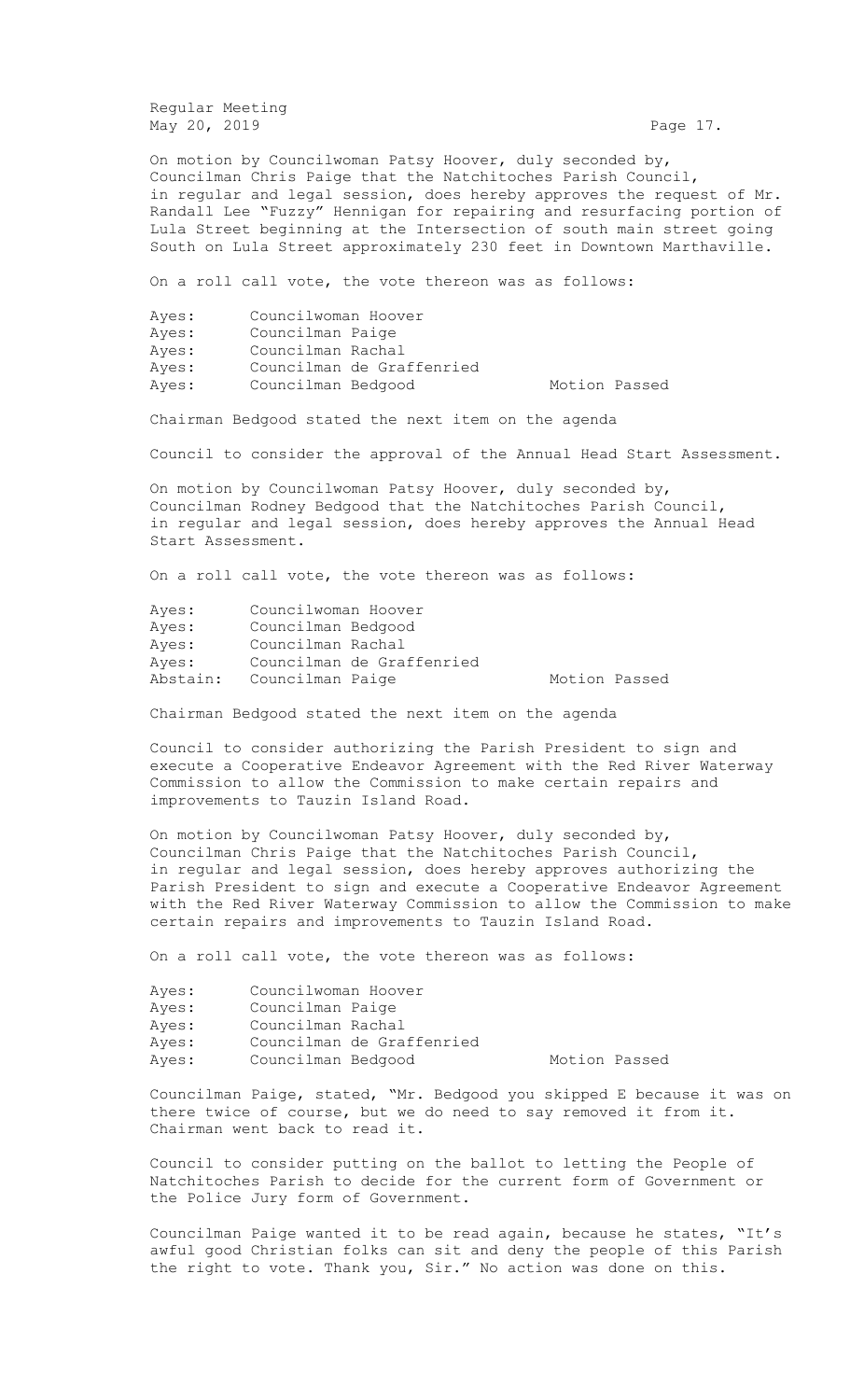On motion by Councilwoman Patsy Hoover, duly seconded by, Councilman Chris Paige that the Natchitoches Parish Council, in regular and legal session, does hereby approves the request of Mr. Randall Lee "Fuzzy" Hennigan for repairing and resurfacing portion of Lula Street beginning at the Intersection of south main street going South on Lula Street approximately 230 feet in Downtown Marthaville.

On a roll call vote, the vote thereon was as follows:

| | | |
|---|---|---|
| Ayes: | Councilwoman Hoover | |
| Ayes: | Councilman Paige | |
| Ayes: | Councilman Rachal | |
| Ayes: | Councilman de Graffenried | |
| Ayes: | Councilman Bedgood | Motion Passed |

Chairman Bedgood stated the next item on the agenda

Council to consider the approval of the Annual Head Start Assessment.

On motion by Councilwoman Patsy Hoover, duly seconded by, Councilman Rodney Bedgood that the Natchitoches Parish Council, in regular and legal session, does hereby approves the Annual Head Start Assessment.

On a roll call vote, the vote thereon was as follows:

| | | |
|---|---|---|
| Ayes: | Councilwoman Hoover | |
| Ayes: | Councilman Bedgood | |
| Ayes: | Councilman Rachal | |
| Ayes: | Councilman de Graffenried | |
| Abstain: | Councilman Paige | Motion Passed |

Chairman Bedgood stated the next item on the agenda

Council to consider authorizing the Parish President to sign and execute a Cooperative Endeavor Agreement with the Red River Waterway Commission to allow the Commission to make certain repairs and improvements to Tauzin Island Road.

On motion by Councilwoman Patsy Hoover, duly seconded by, Councilman Chris Paige that the Natchitoches Parish Council, in regular and legal session, does hereby approves authorizing the Parish President to sign and execute a Cooperative Endeavor Agreement with the Red River Waterway Commission to allow the Commission to make certain repairs and improvements to Tauzin Island Road.

On a roll call vote, the vote thereon was as follows:

| | | |
|---|---|---|
| Ayes: | Councilwoman Hoover | |
| Ayes: | Councilman Paige | |
| Ayes: | Councilman Rachal | |
| Ayes: | Councilman de Graffenried | |
| Ayes: | Councilman Bedgood | Motion Passed |

Councilman Paige, stated, "Mr. Bedgood you skipped E because it was on there twice of course, but we do need to say removed it from it. Chairman went back to read it.

Council to consider putting on the ballot to letting the People of Natchitoches Parish to decide for the current form of Government or the Police Jury form of Government.

Councilman Paige wanted it to be read again, because he states, "It's awful good Christian folks can sit and deny the people of this Parish the right to vote. Thank you, Sir." No action was done on this.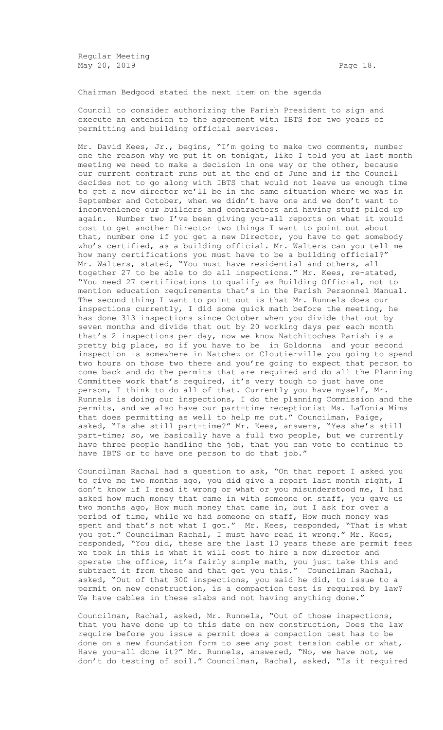Chairman Bedgood stated the next item on the agenda

Council to consider authorizing the Parish President to sign and execute an extension to the agreement with IBTS for two years of permitting and building official services.

Mr. David Kees, Jr., begins, "I'm going to make two comments, number one the reason why we put it on tonight, like I told you at last month meeting we need to make a decision in one way or the other, because our current contract runs out at the end of June and if the Council decides not to go along with IBTS that would not leave us enough time to get a new director we'll be in the same situation where we was in September and October, when we didn't have one and we don't want to inconvenience our builders and contractors and having stuff piled up again. Number two I've been giving you-all reports on what it would cost to get another Director two things I want to point out about that, number one if you get a new Director, you have to get somebody who's certified, as a building official. Mr. Walters can you tell me how many certifications you must have to be a building official?" Mr. Walters, stated, "You must have residential and others, all together 27 to be able to do all inspections." Mr. Kees, re-stated, "You need 27 certifications to qualify as Building Official, not to mention education requirements that's in the Parish Personnel Manual. The second thing I want to point out is that Mr. Runnels does our inspections currently, I did some quick math before the meeting, he has done 313 inspections since October when you divide that out by seven months and divide that out by 20 working days per each month that's 2 inspections per day, now we know Natchitoches Parish is a pretty big place, so if you have to be in Goldonna and your second inspection is somewhere in Natchez or Cloutierville you going to spend two hours on those two there and you're going to expect that person to come back and do the permits that are required and do all the Planning Committee work that's required, it's very tough to just have one person, I think to do all of that. Currently you have myself, Mr. Runnels is doing our inspections, I do the planning Commission and the permits, and we also have our part-time receptionist Ms. LaTonia Mims that does permitting as well to help me out." Councilman, Paige, asked, "Is she still part-time?" Mr. Kees, answers, "Yes she's still part-time; so, we basically have a full two people, but we currently have three people handling the job, that you can vote to continue to have IBTS or to have one person to do that job."

Councilman Rachal had a question to ask, "On that report I asked you to give me two months ago, you did give a report last month right, I don't know if I read it wrong or what or you misunderstood me, I had asked how much money that came in with someone on staff, you gave us two months ago, How much money that came in, but I ask for over a period of time, while we had someone on staff, How much money was spent and that's not what I got." Mr. Kees, responded, "That is what you got." Councilman Rachal, I must have read it wrong." Mr. Kees, responded, "You did, these are the last 10 years these are permit fees we took in this is what it will cost to hire a new director and operate the office, it's fairly simple math, you just take this and subtract it from these and that get you this." Councilman Rachal, asked, "Out of that 300 inspections, you said he did, to issue to a permit on new construction, is a compaction test is required by law? We have cables in these slabs and not having anything done."

Councilman, Rachal, asked, Mr. Runnels, "Out of those inspections, that you have done up to this date on new construction, Does the law require before you issue a permit does a compaction test has to be done on a new foundation form to see any post tension cable or what, Have you-all done it?" Mr. Runnels, answered, "No, we have not, we don't do testing of soil." Councilman, Rachal, asked, "Is it required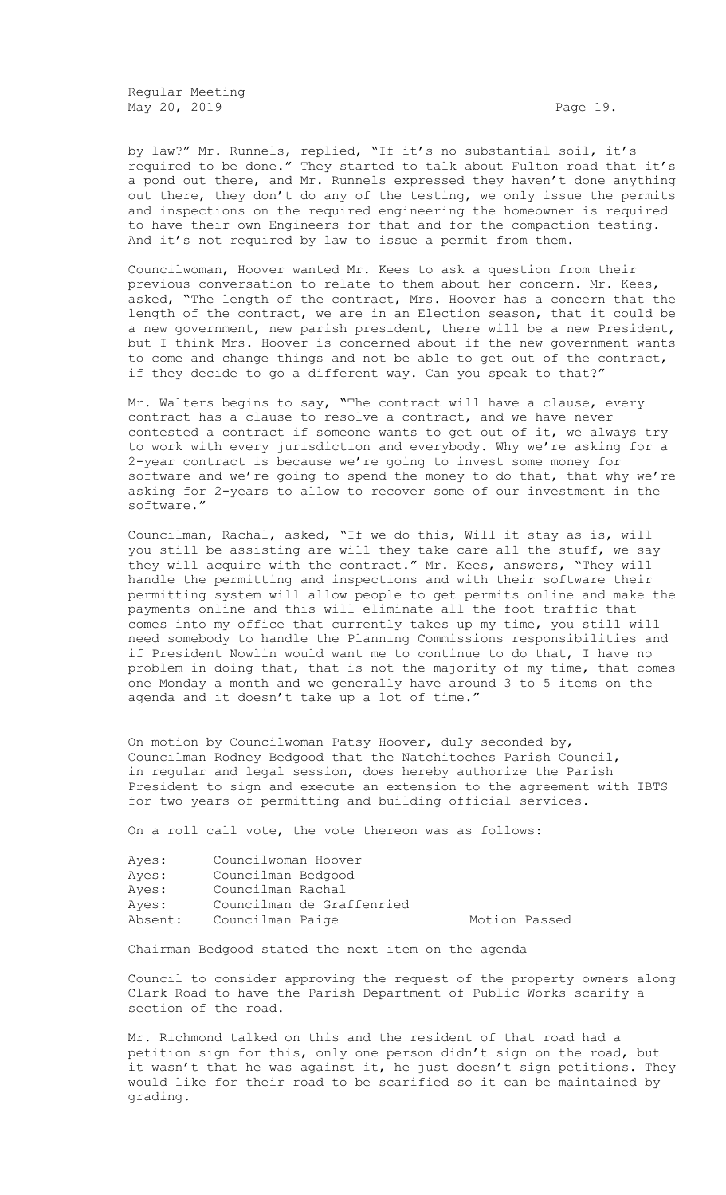by law?" Mr. Runnels, replied, "If it's no substantial soil, it's required to be done." They started to talk about Fulton road that it's a pond out there, and Mr. Runnels expressed they haven't done anything out there, they don't do any of the testing, we only issue the permits and inspections on the required engineering the homeowner is required to have their own Engineers for that and for the compaction testing. And it's not required by law to issue a permit from them.

Councilwoman, Hoover wanted Mr. Kees to ask a question from their previous conversation to relate to them about her concern. Mr. Kees, asked, "The length of the contract, Mrs. Hoover has a concern that the length of the contract, we are in an Election season, that it could be a new government, new parish president, there will be a new President, but I think Mrs. Hoover is concerned about if the new government wants to come and change things and not be able to get out of the contract, if they decide to go a different way. Can you speak to that?"

Mr. Walters begins to say, "The contract will have a clause, every contract has a clause to resolve a contract, and we have never contested a contract if someone wants to get out of it, we always try to work with every jurisdiction and everybody. Why we're asking for a 2-year contract is because we're going to invest some money for software and we're going to spend the money to do that, that why we're asking for 2-years to allow to recover some of our investment in the software."

Councilman, Rachal, asked, "If we do this, Will it stay as is, will you still be assisting are will they take care all the stuff, we say they will acquire with the contract." Mr. Kees, answers, "They will handle the permitting and inspections and with their software their permitting system will allow people to get permits online and make the payments online and this will eliminate all the foot traffic that comes into my office that currently takes up my time, you still will need somebody to handle the Planning Commissions responsibilities and if President Nowlin would want me to continue to do that, I have no problem in doing that, that is not the majority of my time, that comes one Monday a month and we generally have around 3 to 5 items on the agenda and it doesn't take up a lot of time."

On motion by Councilwoman Patsy Hoover, duly seconded by, Councilman Rodney Bedgood that the Natchitoches Parish Council, in regular and legal session, does hereby authorize the Parish President to sign and execute an extension to the agreement with IBTS for two years of permitting and building official services.

On a roll call vote, the vote thereon was as follows:

| | | |
|---|---|---|
| Ayes: | Councilwoman Hoover | |
| Ayes: | Councilman Bedgood | |
| Ayes: | Councilman Rachal | |
| Ayes: | Councilman de Graffenried | |
| Absent: | Councilman Paige | Motion Passed |

Chairman Bedgood stated the next item on the agenda

Council to consider approving the request of the property owners along Clark Road to have the Parish Department of Public Works scarify a section of the road.

Mr. Richmond talked on this and the resident of that road had a petition sign for this, only one person didn't sign on the road, but it wasn't that he was against it, he just doesn't sign petitions. They would like for their road to be scarified so it can be maintained by grading.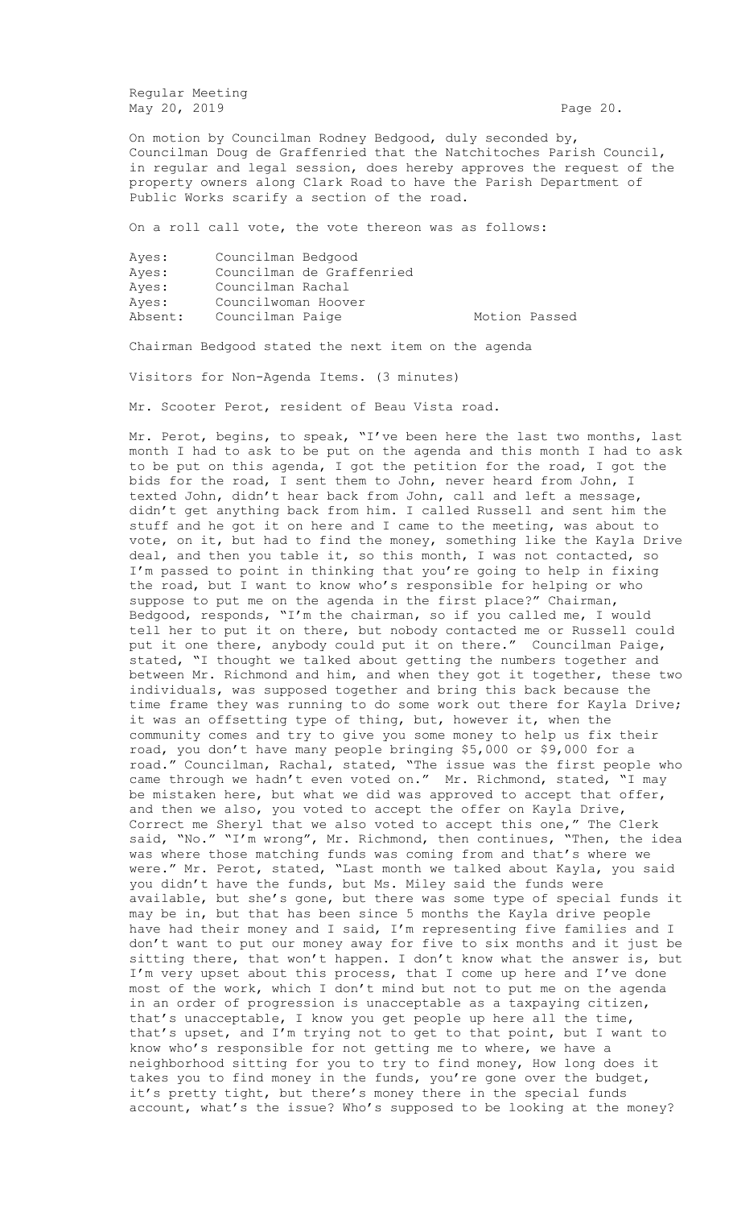On motion by Councilman Rodney Bedgood, duly seconded by, Councilman Doug de Graffenried that the Natchitoches Parish Council, in regular and legal session, does hereby approves the request of the property owners along Clark Road to have the Parish Department of Public Works scarify a section of the road.

On a roll call vote, the vote thereon was as follows:

| | | |
|---|---|---|
| Ayes: | Councilman Bedgood | |
| Ayes: | Councilman de Graffenried | |
| Ayes: | Councilman Rachal | |
| Ayes: | Councilwoman Hoover | |
| Absent: | Councilman Paige | Motion Passed |

Chairman Bedgood stated the next item on the agenda

Visitors for Non-Agenda Items. (3 minutes)

Mr. Scooter Perot, resident of Beau Vista road.

Mr. Perot, begins, to speak, "I've been here the last two months, last month I had to ask to be put on the agenda and this month I had to ask to be put on this agenda, I got the petition for the road, I got the bids for the road, I sent them to John, never heard from John, I texted John, didn't hear back from John, call and left a message, didn't get anything back from him. I called Russell and sent him the stuff and he got it on here and I came to the meeting, was about to vote, on it, but had to find the money, something like the Kayla Drive deal, and then you table it, so this month, I was not contacted, so I'm passed to point in thinking that you're going to help in fixing the road, but I want to know who's responsible for helping or who suppose to put me on the agenda in the first place?" Chairman, Bedgood, responds, "I'm the chairman, so if you called me, I would tell her to put it on there, but nobody contacted me or Russell could put it one there, anybody could put it on there." Councilman Paige, stated, "I thought we talked about getting the numbers together and between Mr. Richmond and him, and when they got it together, these two individuals, was supposed together and bring this back because the time frame they was running to do some work out there for Kayla Drive; it was an offsetting type of thing, but, however it, when the community comes and try to give you some money to help us fix their road, you don't have many people bringing $5,000 or $9,000 for a road." Councilman, Rachal, stated, "The issue was the first people who came through we hadn't even voted on." Mr. Richmond, stated, "I may be mistaken here, but what we did was approved to accept that offer, and then we also, you voted to accept the offer on Kayla Drive, Correct me Sheryl that we also voted to accept this one," The Clerk said, "No." "I'm wrong", Mr. Richmond, then continues, "Then, the idea was where those matching funds was coming from and that's where we were." Mr. Perot, stated, "Last month we talked about Kayla, you said you didn't have the funds, but Ms. Miley said the funds were available, but she's gone, but there was some type of special funds it may be in, but that has been since 5 months the Kayla drive people have had their money and I said, I'm representing five families and I don't want to put our money away for five to six months and it just be sitting there, that won't happen. I don't know what the answer is, but I'm very upset about this process, that I come up here and I've done most of the work, which I don't mind but not to put me on the agenda in an order of progression is unacceptable as a taxpaying citizen, that's unacceptable, I know you get people up here all the time, that's upset, and I'm trying not to get to that point, but I want to know who's responsible for not getting me to where, we have a neighborhood sitting for you to try to find money, How long does it takes you to find money in the funds, you're gone over the budget, it's pretty tight, but there's money there in the special funds account, what's the issue? Who's supposed to be looking at the money?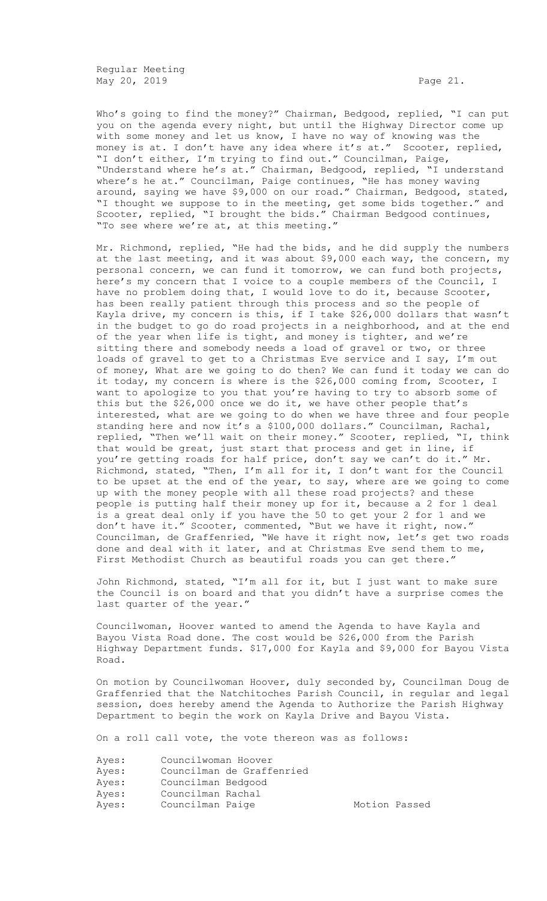Who's going to find the money?" Chairman, Bedgood, replied, "I can put you on the agenda every night, but until the Highway Director come up with some money and let us know, I have no way of knowing was the money is at. I don't have any idea where it's at." Scooter, replied, "I don't either, I'm trying to find out." Councilman, Paige, "Understand where he's at." Chairman, Bedgood, replied, "I understand where's he at." Councilman, Paige continues, "He has money waving around, saying we have $9,000 on our road." Chairman, Bedgood, stated, "I thought we suppose to in the meeting, get some bids together." and Scooter, replied, "I brought the bids." Chairman Bedgood continues, "To see where we're at, at this meeting."

Mr. Richmond, replied, "He had the bids, and he did supply the numbers at the last meeting, and it was about $9,000 each way, the concern, my personal concern, we can fund it tomorrow, we can fund both projects, here's my concern that I voice to a couple members of the Council, I have no problem doing that, I would love to do it, because Scooter, has been really patient through this process and so the people of Kayla drive, my concern is this, if I take $26,000 dollars that wasn't in the budget to go do road projects in a neighborhood, and at the end of the year when life is tight, and money is tighter, and we're sitting there and somebody needs a load of gravel or two, or three loads of gravel to get to a Christmas Eve service and I say, I'm out of money, What are we going to do then? We can fund it today we can do it today, my concern is where is the $26,000 coming from, Scooter, I want to apologize to you that you're having to try to absorb some of this but the $26,000 once we do it, we have other people that's interested, what are we going to do when we have three and four people standing here and now it's a $100,000 dollars." Councilman, Rachal, replied, "Then we'll wait on their money." Scooter, replied, "I, think that would be great, just start that process and get in line, if you're getting roads for half price, don't say we can't do it." Mr. Richmond, stated, "Then, I'm all for it, I don't want for the Council to be upset at the end of the year, to say, where are we going to come up with the money people with all these road projects? and these people is putting half their money up for it, because a 2 for 1 deal is a great deal only if you have the 50 to get your 2 for 1 and we don't have it." Scooter, commented, "But we have it right, now." Councilman, de Graffenried, "We have it right now, let's get two roads done and deal with it later, and at Christmas Eve send them to me, First Methodist Church as beautiful roads you can get there."

John Richmond, stated, "I'm all for it, but I just want to make sure the Council is on board and that you didn't have a surprise comes the last quarter of the year."

Councilwoman, Hoover wanted to amend the Agenda to have Kayla and Bayou Vista Road done. The cost would be $26,000 from the Parish Highway Department funds. $17,000 for Kayla and $9,000 for Bayou Vista Road.

On motion by Councilwoman Hoover, duly seconded by, Councilman Doug de Graffenried that the Natchitoches Parish Council, in regular and legal session, does hereby amend the Agenda to Authorize the Parish Highway Department to begin the work on Kayla Drive and Bayou Vista.

On a roll call vote, the vote thereon was as follows:

| | | |
|---|---|---|
| Ayes: | Councilwoman Hoover | |
| Ayes: | Councilman de Graffenried | |
| Ayes: | Councilman Bedgood | |
| Ayes: | Councilman Rachal | |
| Ayes: | Councilman Paige | Motion Passed |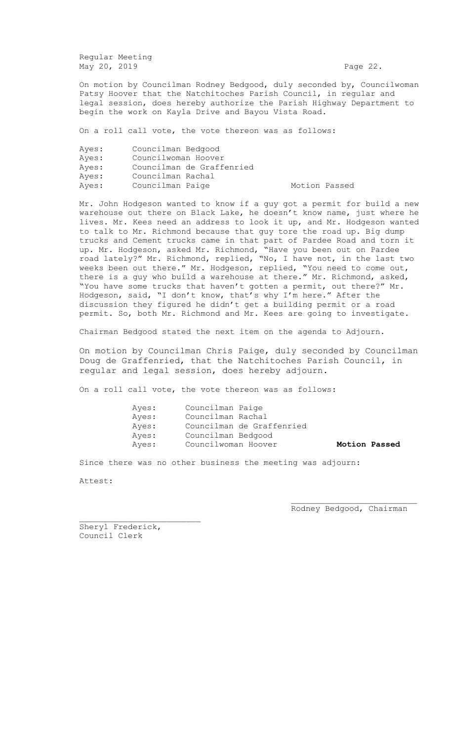On motion by Councilman Rodney Bedgood, duly seconded by, Councilwoman Patsy Hoover that the Natchitoches Parish Council, in regular and legal session, does hereby authorize the Parish Highway Department to begin the work on Kayla Drive and Bayou Vista Road.

On a roll call vote, the vote thereon was as follows:

| | | |
|---|---|---|
| Ayes: | Councilman Bedgood | |
| Ayes: | Councilwoman Hoover | |
| Ayes: | Councilman de Graffenried | |
| Ayes: | Councilman Rachal | |
| Ayes: | Councilman Paige | Motion Passed |

Mr. John Hodgeson wanted to know if a guy got a permit for build a new warehouse out there on Black Lake, he doesn't know name, just where he lives. Mr. Kees need an address to look it up, and Mr. Hodgeson wanted to talk to Mr. Richmond because that guy tore the road up. Big dump trucks and Cement trucks came in that part of Pardee Road and torn it up. Mr. Hodgeson, asked Mr. Richmond, "Have you been out on Pardee road lately?" Mr. Richmond, replied, "No, I have not, in the last two weeks been out there." Mr. Hodgeson, replied, "You need to come out, there is a guy who build a warehouse at there." Mr. Richmond, asked, "You have some trucks that haven't gotten a permit, out there?" Mr. Hodgeson, said, "I don't know, that's why I'm here." After the discussion they figured he didn't get a building permit or a road permit. So, both Mr. Richmond and Mr. Kees are going to investigate.

Chairman Bedgood stated the next item on the agenda to Adjourn.

On motion by Councilman Chris Paige, duly seconded by Councilman Doug de Graffenried, that the Natchitoches Parish Council, in regular and legal session, does hereby adjourn.

On a roll call vote, the vote thereon was as follows:

| | | |
|---|---|---|
| Ayes: | Councilman Paige | |
| Ayes: | Councilman Rachal | |
| Ayes: | Councilman de Graffenried | |
| Ayes: | Councilman Bedgood | |
| Ayes: | Councilwoman Hoover | **Motion Passed** |

Since there was no other business the meeting was adjourn:

Attest:

\_\_\_\_\_\_\_\_\_\_\_\_\_\_\_\_\_\_\_\_\_\_\_\_\_\_
Rodney Bedgood, Chairman

\_\_\_\_\_\_\_\_\_\_\_\_\_\_\_\_\_\_\_\_\_\_\_\_\_\_
Sheryl Frederick,
Council Clerk